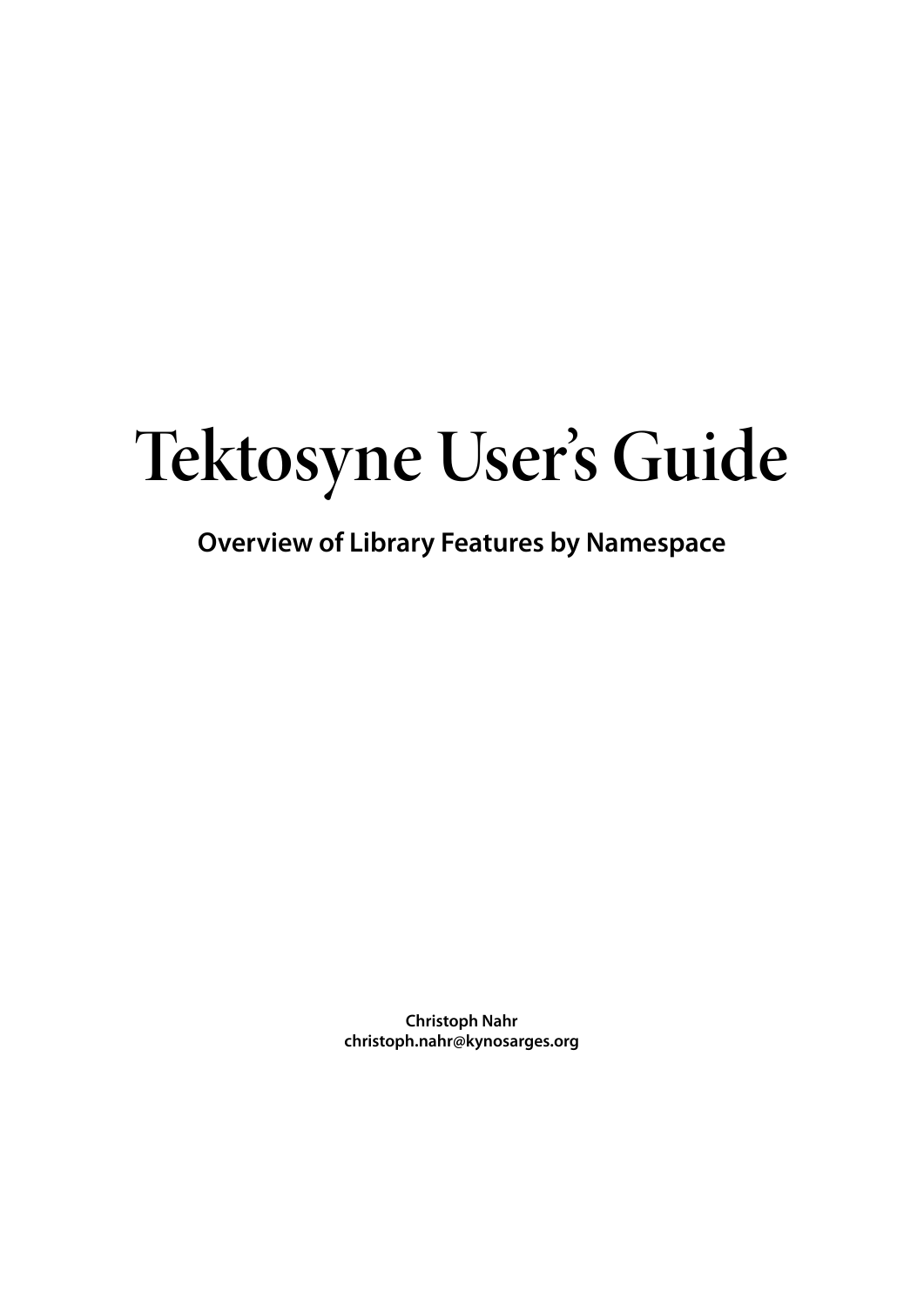# Tektosyne User's Guide

## Overview of Library Features by Namespace

**Christoph Nahr**
**christoph.nahr@kynosarges.org**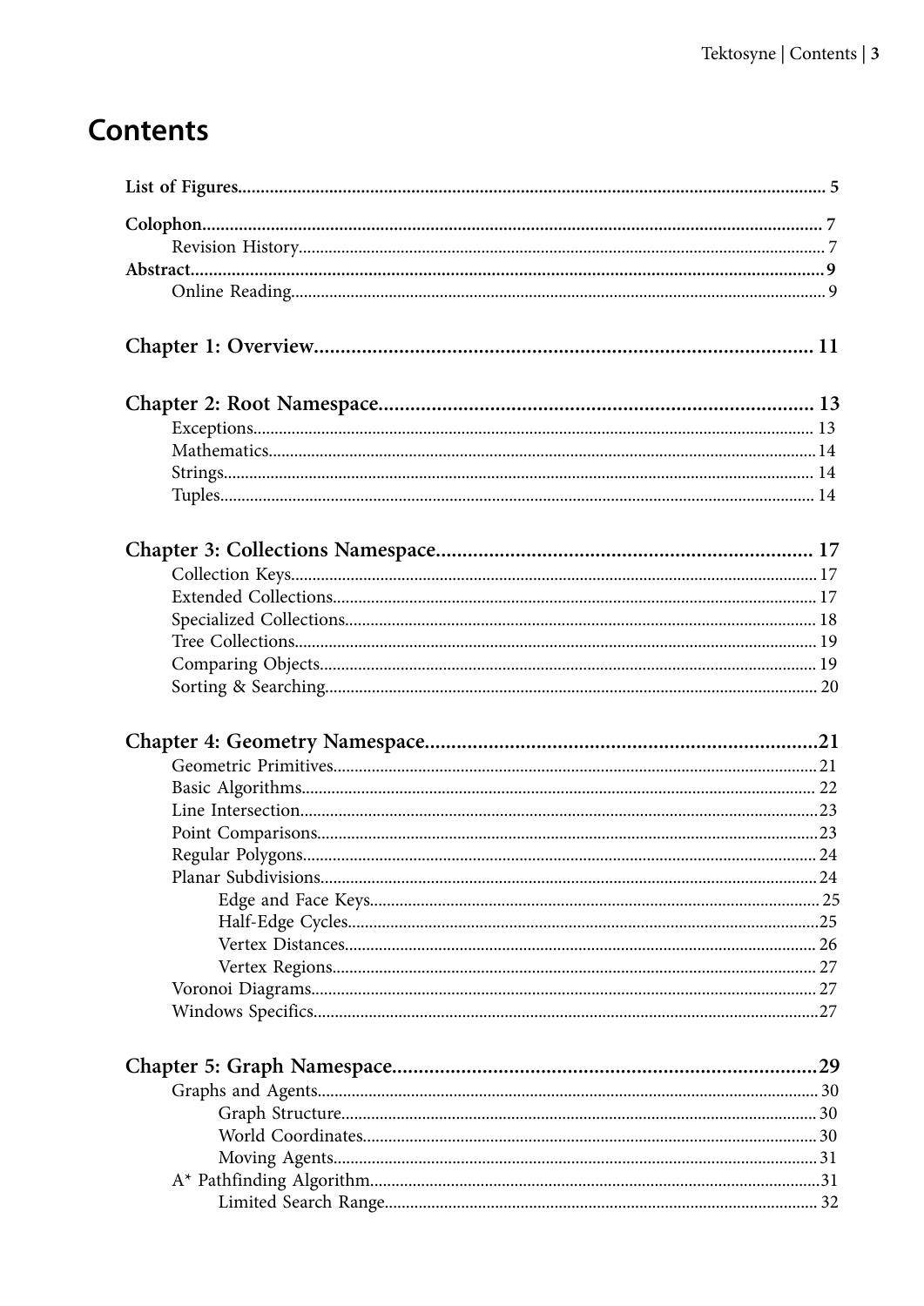# Contents

- **List of Figures** ... 5
- **Colophon** ... 7
  - Revision History ... 7
- **Abstract** ... 9
  - Online Reading ... 9

**Chapter 1: Overview** ... 11

**Chapter 2: Root Namespace** ... 13
- Exceptions ... 13
- Mathematics ... 14
- Strings ... 14
- Tuples ... 14

**Chapter 3: Collections Namespace** ... 17
- Collection Keys ... 17
- Extended Collections ... 17
- Specialized Collections ... 18
- Tree Collections ... 19
- Comparing Objects ... 19
- Sorting & Searching ... 20

**Chapter 4: Geometry Namespace** ... 21
- Geometric Primitives ... 21
- Basic Algorithms ... 22
- Line Intersection ... 23
- Point Comparisons ... 23
- Regular Polygons ... 24
- Planar Subdivisions ... 24
  - Edge and Face Keys ... 25
  - Half-Edge Cycles ... 25
  - Vertex Distances ... 26
  - Vertex Regions ... 27
- Voronoi Diagrams ... 27
- Windows Specifics ... 27

**Chapter 5: Graph Namespace** ... 29
- Graphs and Agents ... 30
  - Graph Structure ... 30
  - World Coordinates ... 30
  - Moving Agents ... 31
- A* Pathfinding Algorithm ... 31
  - Limited Search Range ... 32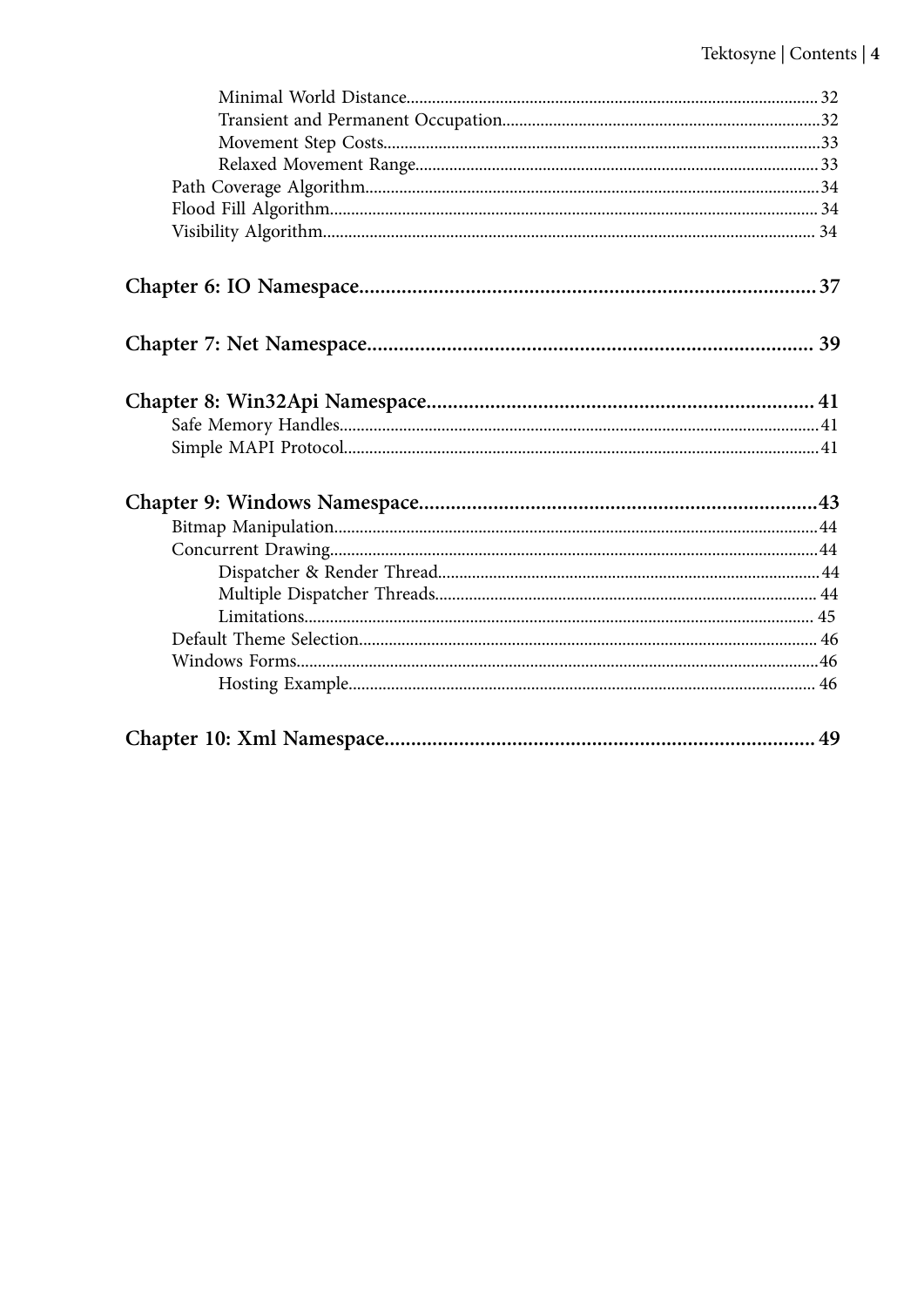Minimal World Distance................................................................ 32
Transient and Permanent Occupation................................................ 32
Movement Step Costs.................................................................. 33
Relaxed Movement Range.............................................................. 33

Path Coverage Algorithm.................................................................. 34
Flood Fill Algorithm........................................................................ 34
Visibility Algorithm.......................................................................... 34

**Chapter 6: IO Namespace........................................................................ 37**

**Chapter 7: Net Namespace...................................................................... 39**

**Chapter 8: Win32Api Namespace............................................................ 41**

Safe Memory Handles...................................................................... 41
Simple MAPI Protocol....................................................................... 41

**Chapter 9: Windows Namespace............................................................ 43**

Bitmap Manipulation....................................................................... 44
Concurrent Drawing......................................................................... 44
Dispatcher & Render Thread........................................................ 44
Multiple Dispatcher Threads......................................................... 44
Limitations..................................................................................... 45
Default Theme Selection.................................................................. 46
Windows Forms................................................................................ 46
Hosting Example............................................................................ 46

**Chapter 10: Xml Namespace.................................................................. 49**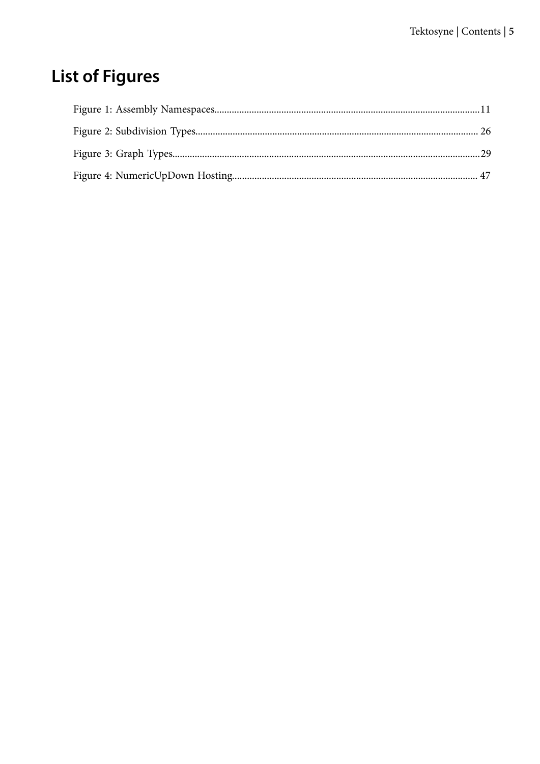# List of Figures

Figure 1: Assembly Namespaces.......................................................................................................11

Figure 2: Subdivision Types............................................................................................................26

Figure 3: Graph Types......................................................................................................................29

Figure 4: NumericUpDown Hosting...............................................................................................47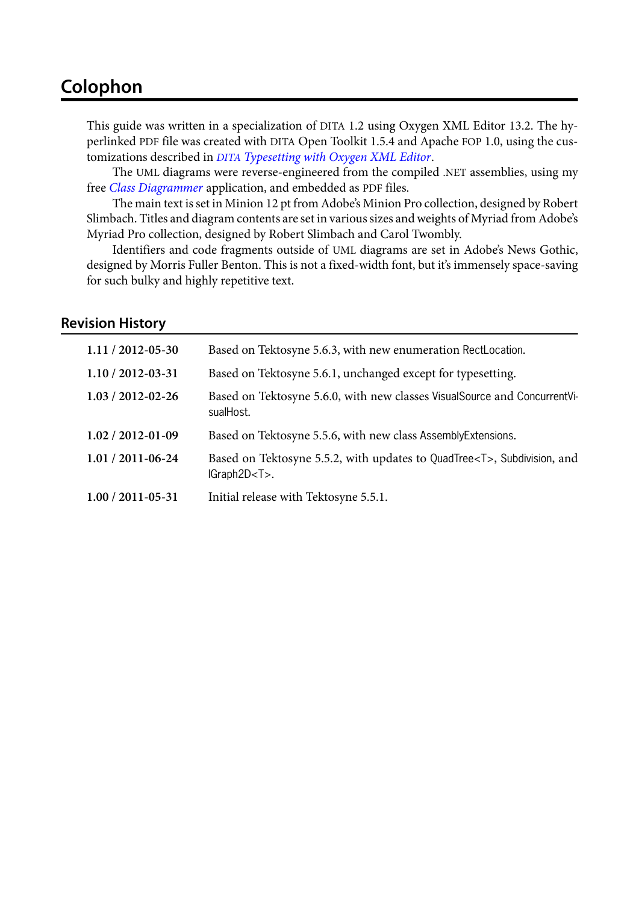# Colophon

This guide was written in a specialization of DITA 1.2 using Oxygen XML Editor 13.2. The hyperlinked PDF file was created with DITA Open Toolkit 1.5.4 and Apache FOP 1.0, using the customizations described in *DITA Typesetting with Oxygen XML Editor*.

The UML diagrams were reverse-engineered from the compiled .NET assemblies, using my free *Class Diagrammer* application, and embedded as PDF files.

The main text is set in Minion 12 pt from Adobe's Minion Pro collection, designed by Robert Slimbach. Titles and diagram contents are set in various sizes and weights of Myriad from Adobe's Myriad Pro collection, designed by Robert Slimbach and Carol Twombly.

Identifiers and code fragments outside of UML diagrams are set in Adobe's News Gothic, designed by Morris Fuller Benton. This is not a fixed-width font, but it's immensely space-saving for such bulky and highly repetitive text.

## Revision History

| | |
|---|---|
| **1.11 / 2012-05-30** | Based on Tektosyne 5.6.3, with new enumeration RectLocation. |
| **1.10 / 2012-03-31** | Based on Tektosyne 5.6.1, unchanged except for typesetting. |
| **1.03 / 2012-02-26** | Based on Tektosyne 5.6.0, with new classes VisualSource and ConcurrentVisualHost. |
| **1.02 / 2012-01-09** | Based on Tektosyne 5.5.6, with new class AssemblyExtensions. |
| **1.01 / 2011-06-24** | Based on Tektosyne 5.5.2, with updates to QuadTree<T>, Subdivision, and IGraph2D<T>. |
| **1.00 / 2011-05-31** | Initial release with Tektosyne 5.5.1. |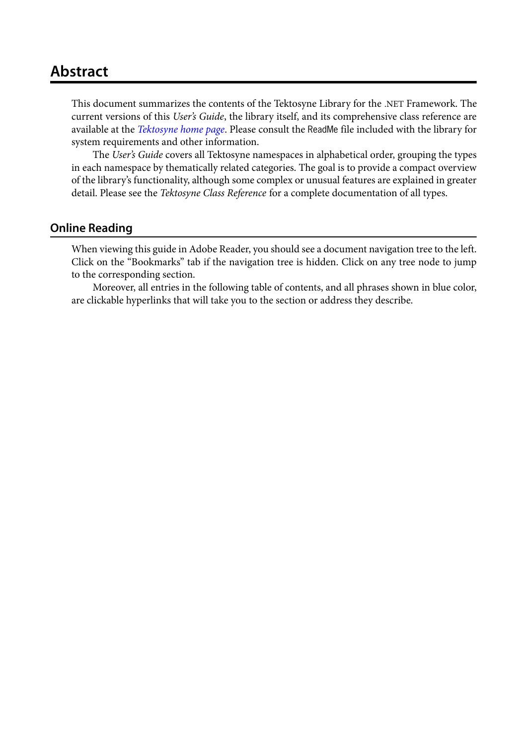# Abstract

This document summarizes the contents of the Tektosyne Library for the .NET Framework. The current versions of this *User's Guide*, the library itself, and its comprehensive class reference are available at the *Tektosyne home page*. Please consult the ReadMe file included with the library for system requirements and other information.

The *User's Guide* covers all Tektosyne namespaces in alphabetical order, grouping the types in each namespace by thematically related categories. The goal is to provide a compact overview of the library's functionality, although some complex or unusual features are explained in greater detail. Please see the *Tektosyne Class Reference* for a complete documentation of all types.

## Online Reading

When viewing this guide in Adobe Reader, you should see a document navigation tree to the left. Click on the "Bookmarks" tab if the navigation tree is hidden. Click on any tree node to jump to the corresponding section.

Moreover, all entries in the following table of contents, and all phrases shown in blue color, are clickable hyperlinks that will take you to the section or address they describe.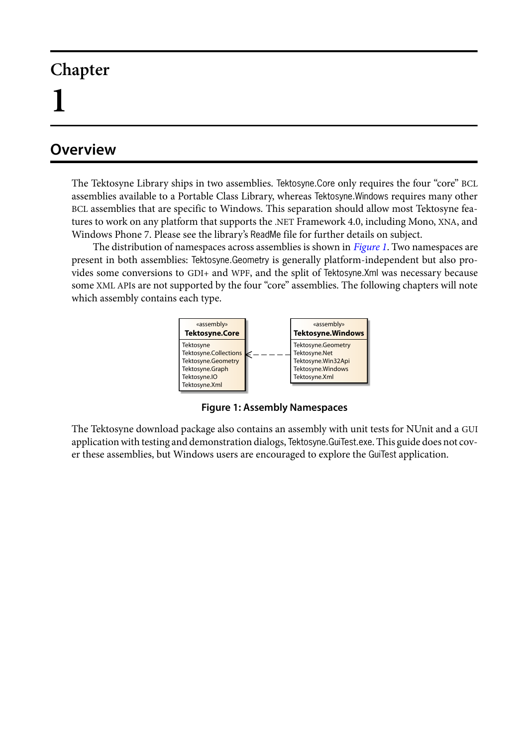# Chapter 1

## Overview

The Tektosyne Library ships in two assemblies. Tektosyne.Core only requires the four "core" BCL assemblies available to a Portable Class Library, whereas Tektosyne.Windows requires many other BCL assemblies that are specific to Windows. This separation should allow most Tektosyne features to work on any platform that supports the .NET Framework 4.0, including Mono, XNA, and Windows Phone 7. Please see the library's ReadMe file for further details on subject.

The distribution of namespaces across assemblies is shown in *Figure 1*. Two namespaces are present in both assemblies: Tektosyne.Geometry is generally platform-independent but also provides some conversions to GDI+ and WPF, and the split of Tektosyne.Xml was necessary because some XML APIs are not supported by the four "core" assemblies. The following chapters will note which assembly contains each type.

«assembly»
**Tektosyne.Core**
Tektosyne
Tektosyne.Collections
Tektosyne.Geometry
Tektosyne.Graph
Tektosyne.IO
Tektosyne.Xml

«assembly»
**Tektosyne.Windows**
Tektosyne.Geometry
Tektosyne.Net
Tektosyne.Win32Api
Tektosyne.Windows
Tektosyne.Xml

**Figure 1: Assembly Namespaces**

The Tektosyne download package also contains an assembly with unit tests for NUnit and a GUI application with testing and demonstration dialogs, Tektosyne.GuiTest.exe. This guide does not cover these assemblies, but Windows users are encouraged to explore the GuiTest application.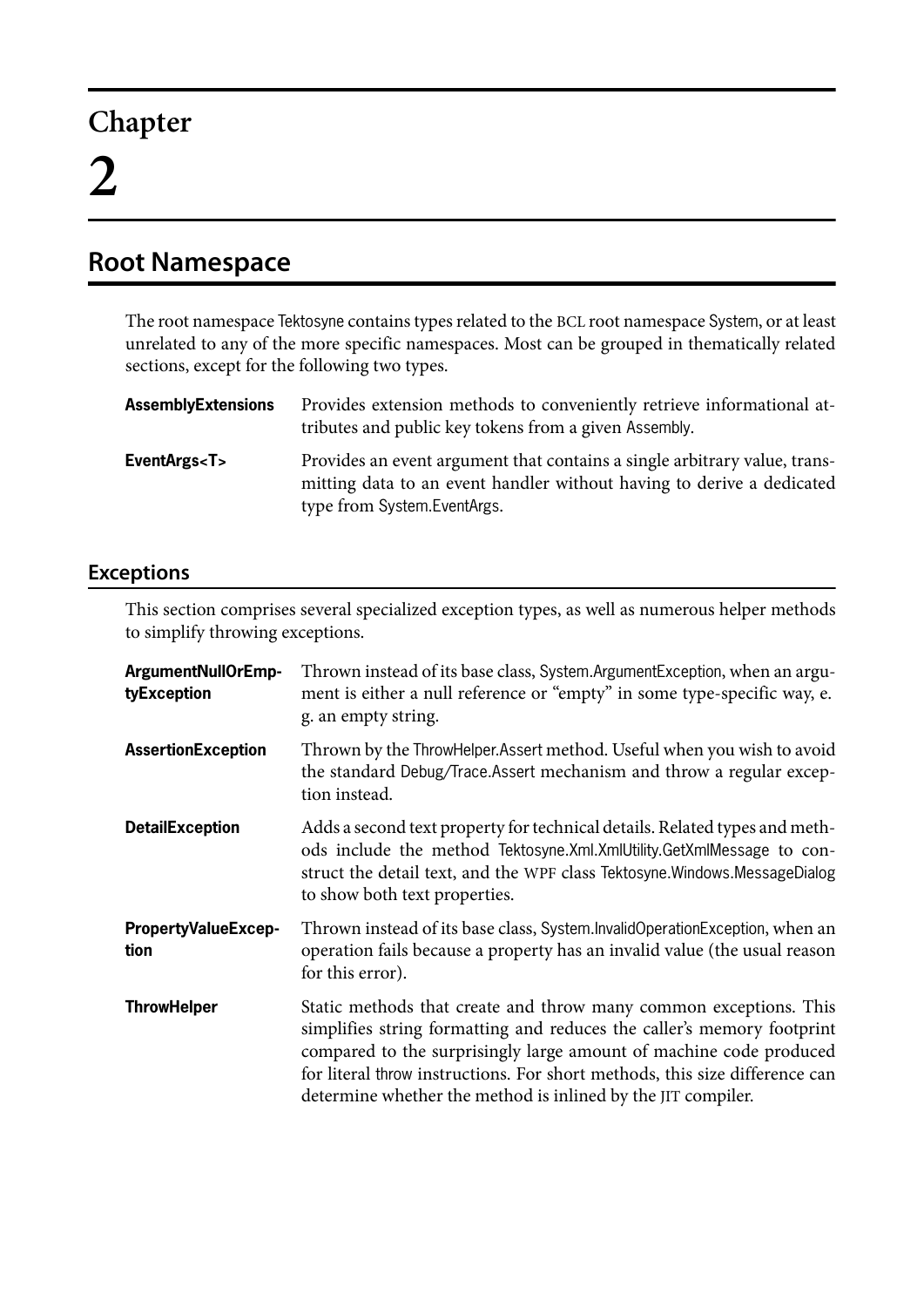# Chapter 2

## Root Namespace

The root namespace Tektosyne contains types related to the BCL root namespace System, or at least unrelated to any of the more specific namespaces. Most can be grouped in thematically related sections, except for the following two types.

| | |
|---|---|
| **AssemblyExtensions** | Provides extension methods to conveniently retrieve informational attributes and public key tokens from a given Assembly. |
| **EventArgs<T>** | Provides an event argument that contains a single arbitrary value, transmitting data to an event handler without having to derive a dedicated type from System.EventArgs. |

### Exceptions

This section comprises several specialized exception types, as well as numerous helper methods to simplify throwing exceptions.

| | |
|---|---|
| **ArgumentNullOrEmptyException** | Thrown instead of its base class, System.ArgumentException, when an argument is either a null reference or "empty" in some type-specific way, e. g. an empty string. |
| **AssertionException** | Thrown by the ThrowHelper.Assert method. Useful when you wish to avoid the standard Debug/Trace.Assert mechanism and throw a regular exception instead. |
| **DetailException** | Adds a second text property for technical details. Related types and methods include the method Tektosyne.Xml.XmlUtility.GetXmlMessage to construct the detail text, and the WPF class Tektosyne.Windows.MessageDialog to show both text properties. |
| **PropertyValueException** | Thrown instead of its base class, System.InvalidOperationException, when an operation fails because a property has an invalid value (the usual reason for this error). |
| **ThrowHelper** | Static methods that create and throw many common exceptions. This simplifies string formatting and reduces the caller's memory footprint compared to the surprisingly large amount of machine code produced for literal throw instructions. For short methods, this size difference can determine whether the method is inlined by the JIT compiler. |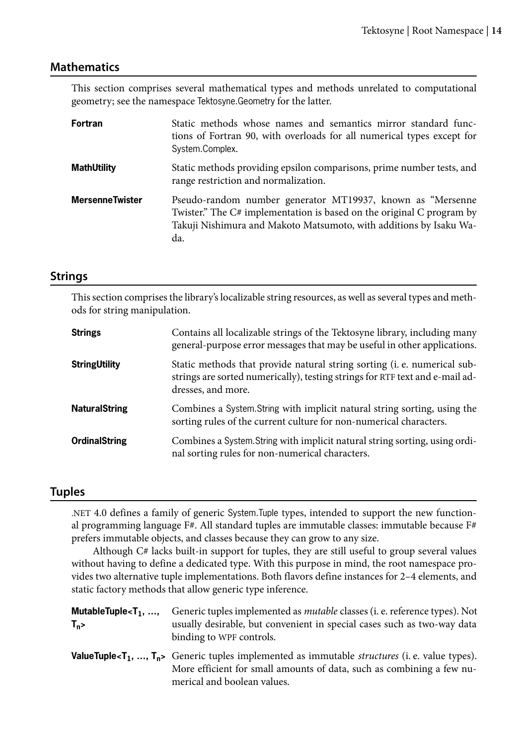## Mathematics

This section comprises several mathematical types and methods unrelated to computational geometry; see the namespace Tektosyne.Geometry for the latter.

| | |
|---|---|
| **Fortran** | Static methods whose names and semantics mirror standard functions of Fortran 90, with overloads for all numerical types except for System.Complex. |
| **MathUtility** | Static methods providing epsilon comparisons, prime number tests, and range restriction and normalization. |
| **MersenneTwister** | Pseudo-random number generator MT19937, known as "Mersenne Twister." The C# implementation is based on the original C program by Takuji Nishimura and Makoto Matsumoto, with additions by Isaku Wada. |

## Strings

This section comprises the library's localizable string resources, as well as several types and methods for string manipulation.

| | |
|---|---|
| **Strings** | Contains all localizable strings of the Tektosyne library, including many general-purpose error messages that may be useful in other applications. |
| **StringUtility** | Static methods that provide natural string sorting (i. e. numerical substrings are sorted numerically), testing strings for RTF text and e-mail addresses, and more. |
| **NaturalString** | Combines a System.String with implicit natural string sorting, using the sorting rules of the current culture for non-numerical characters. |
| **OrdinalString** | Combines a System.String with implicit natural string sorting, using ordinal sorting rules for non-numerical characters. |

## Tuples

.NET 4.0 defines a family of generic System.Tuple types, intended to support the new functional programming language F#. All standard tuples are immutable classes: immutable because F# prefers immutable objects, and classes because they can grow to any size.

Although C# lacks built-in support for tuples, they are still useful to group several values without having to define a dedicated type. With this purpose in mind, the root namespace provides two alternative tuple implementations. Both flavors define instances for 2–4 elements, and static factory methods that allow generic type inference.

| | |
|---|---|
| **MutableTuple<$T_1$, …, $T_n$>** | Generic tuples implemented as *mutable* classes (i. e. reference types). Not usually desirable, but convenient in special cases such as two-way data binding to WPF controls. |
| **ValueTuple<$T_1$, …, $T_n$>** | Generic tuples implemented as immutable *structures* (i. e. value types). More efficient for small amounts of data, such as combining a few numerical and boolean values. |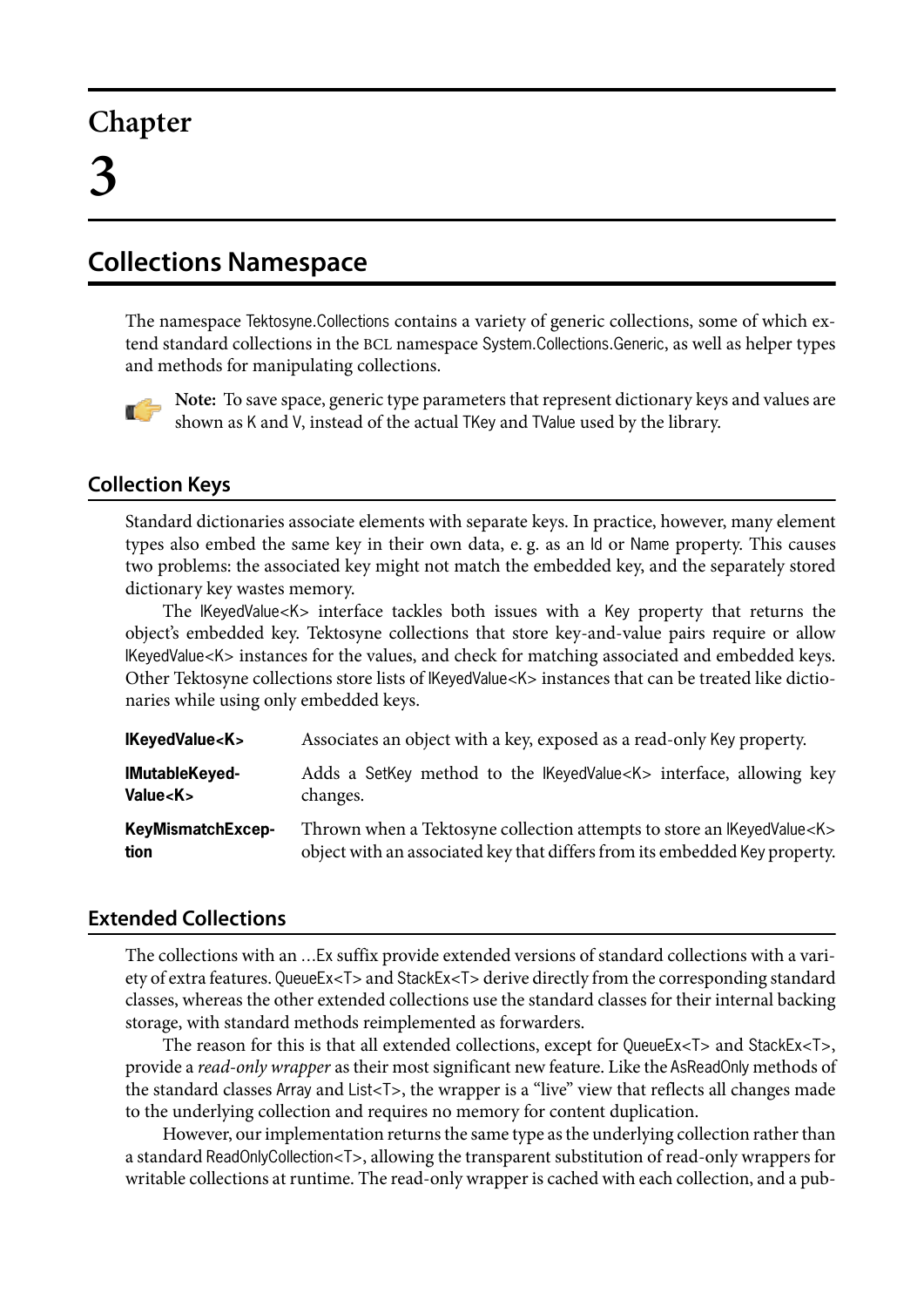# Chapter 3

## Collections Namespace

The namespace Tektosyne.Collections contains a variety of generic collections, some of which extend standard collections in the BCL namespace System.Collections.Generic, as well as helper types and methods for manipulating collections.

**Note:** To save space, generic type parameters that represent dictionary keys and values are shown as K and V, instead of the actual TKey and TValue used by the library.

### Collection Keys

Standard dictionaries associate elements with separate keys. In practice, however, many element types also embed the same key in their own data, e. g. as an Id or Name property. This causes two problems: the associated key might not match the embedded key, and the separately stored dictionary key wastes memory.

The IKeyedValue<K> interface tackles both issues with a Key property that returns the object's embedded key. Tektosyne collections that store key-and-value pairs require or allow IKeyedValue<K> instances for the values, and check for matching associated and embedded keys. Other Tektosyne collections store lists of IKeyedValue<K> instances that can be treated like dictionaries while using only embedded keys.

| | |
|---|---|
| **IKeyedValue<K>** | Associates an object with a key, exposed as a read-only Key property. |
| **IMutableKeyedValue<K>** | Adds a SetKey method to the IKeyedValue<K> interface, allowing key changes. |
| **KeyMismatchException** | Thrown when a Tektosyne collection attempts to store an IKeyedValue<K> object with an associated key that differs from its embedded Key property. |

### Extended Collections

The collections with an …Ex suffix provide extended versions of standard collections with a variety of extra features. QueueEx<T> and StackEx<T> derive directly from the corresponding standard classes, whereas the other extended collections use the standard classes for their internal backing storage, with standard methods reimplemented as forwarders.

The reason for this is that all extended collections, except for QueueEx<T> and StackEx<T>, provide a *read-only wrapper* as their most significant new feature. Like the AsReadOnly methods of the standard classes Array and List<T>, the wrapper is a "live" view that reflects all changes made to the underlying collection and requires no memory for content duplication.

However, our implementation returns the same type as the underlying collection rather than a standard ReadOnlyCollection<T>, allowing the transparent substitution of read-only wrappers for writable collections at runtime. The read-only wrapper is cached with each collection, and a pub-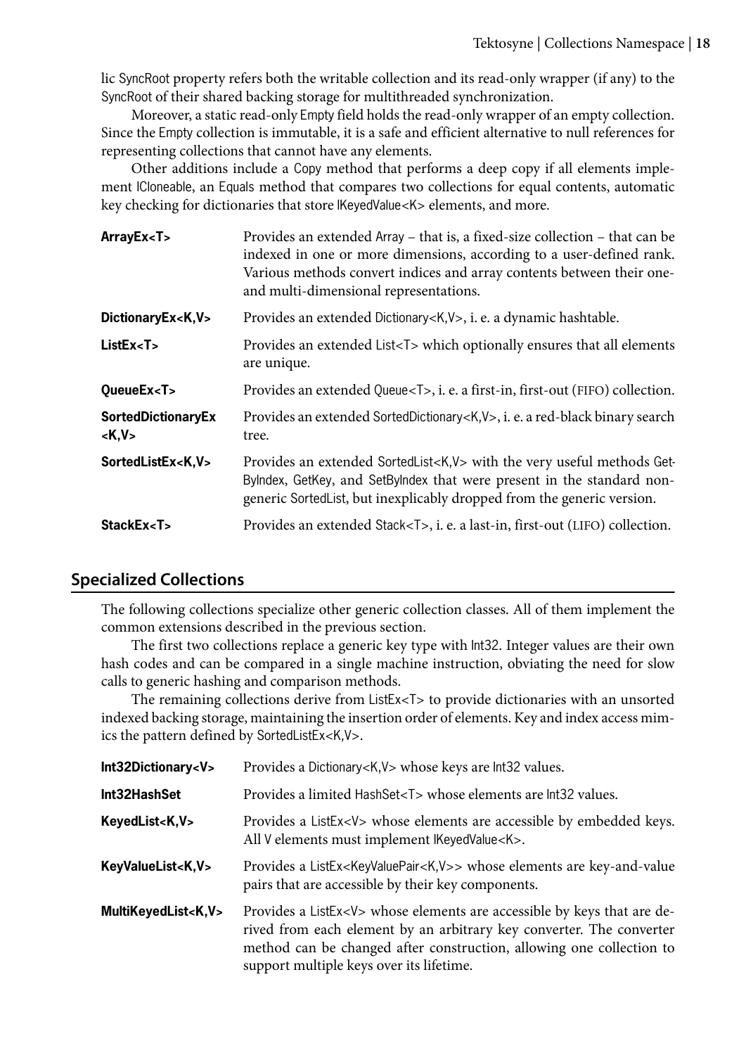lic SyncRoot property refers both the writable collection and its read-only wrapper (if any) to the SyncRoot of their shared backing storage for multithreaded synchronization.

Moreover, a static read-only Empty field holds the read-only wrapper of an empty collection. Since the Empty collection is immutable, it is a safe and efficient alternative to null references for representing collections that cannot have any elements.

Other additions include a Copy method that performs a deep copy if all elements implement ICloneable, an Equals method that compares two collections for equal contents, automatic key checking for dictionaries that store IKeyedValue<K> elements, and more.

| | |
|---|---|
| **ArrayEx<T>** | Provides an extended Array – that is, a fixed-size collection – that can be indexed in one or more dimensions, according to a user-defined rank. Various methods convert indices and array contents between their one- and multi-dimensional representations. |
| **DictionaryEx<K,V>** | Provides an extended Dictionary<K,V>, i. e. a dynamic hashtable. |
| **ListEx<T>** | Provides an extended List<T> which optionally ensures that all elements are unique. |
| **QueueEx<T>** | Provides an extended Queue<T>, i. e. a first-in, first-out (FIFO) collection. |
| **SortedDictionaryEx<K,V>** | Provides an extended SortedDictionary<K,V>, i. e. a red-black binary search tree. |
| **SortedListEx<K,V>** | Provides an extended SortedList<K,V> with the very useful methods GetByIndex, GetKey, and SetByIndex that were present in the standard non-generic SortedList, but inexplicably dropped from the generic version. |
| **StackEx<T>** | Provides an extended Stack<T>, i. e. a last-in, first-out (LIFO) collection. |

## Specialized Collections

The following collections specialize other generic collection classes. All of them implement the common extensions described in the previous section.

The first two collections replace a generic key type with Int32. Integer values are their own hash codes and can be compared in a single machine instruction, obviating the need for slow calls to generic hashing and comparison methods.

The remaining collections derive from ListEx<T> to provide dictionaries with an unsorted indexed backing storage, maintaining the insertion order of elements. Key and index access mimics the pattern defined by SortedListEx<K,V>.

| | |
|---|---|
| **Int32Dictionary<V>** | Provides a Dictionary<K,V> whose keys are Int32 values. |
| **Int32HashSet** | Provides a limited HashSet<T> whose elements are Int32 values. |
| **KeyedList<K,V>** | Provides a ListEx<V> whose elements are accessible by embedded keys. All V elements must implement IKeyedValue<K>. |
| **KeyValueList<K,V>** | Provides a ListEx<KeyValuePair<K,V>> whose elements are key-and-value pairs that are accessible by their key components. |
| **MultiKeyedList<K,V>** | Provides a ListEx<V> whose elements are accessible by keys that are derived from each element by an arbitrary key converter. The converter method can be changed after construction, allowing one collection to support multiple keys over its lifetime. |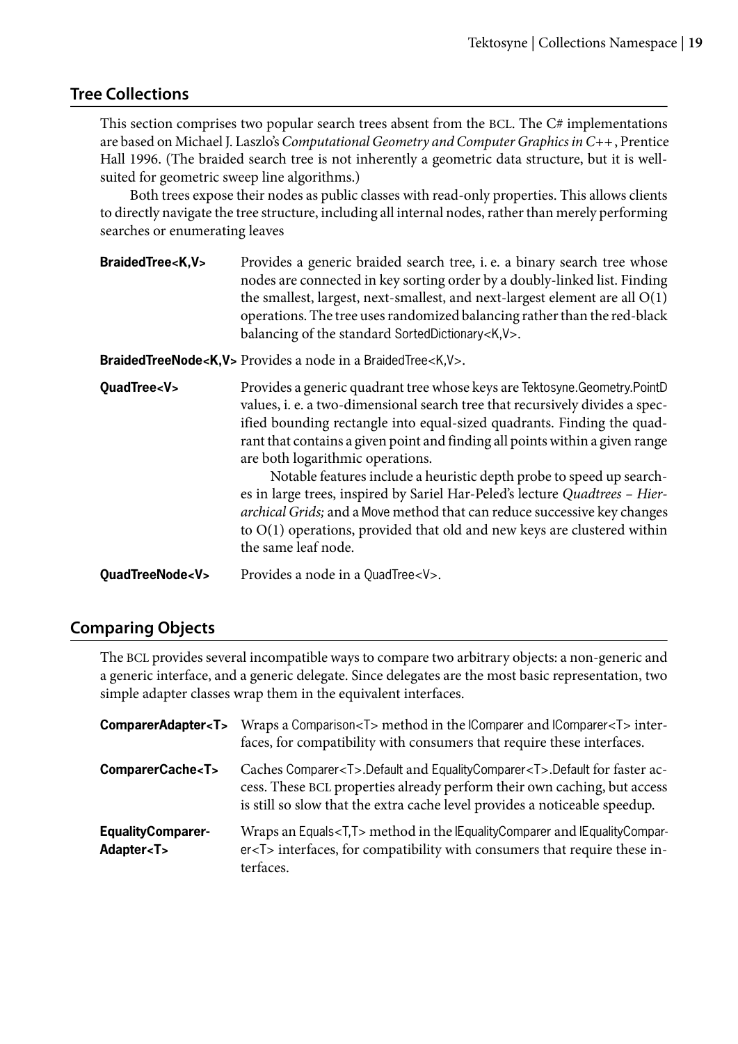## Tree Collections

This section comprises two popular search trees absent from the BCL. The C# implementations are based on Michael J. Laszlo's *Computational Geometry and Computer Graphics in C++*, Prentice Hall 1996. (The braided search tree is not inherently a geometric data structure, but it is well-suited for geometric sweep line algorithms.)

Both trees expose their nodes as public classes with read-only properties. This allows clients to directly navigate the tree structure, including all internal nodes, rather than merely performing searches or enumerating leaves

**BraidedTree<K,V>** Provides a generic braided search tree, i. e. a binary search tree whose nodes are connected in key sorting order by a doubly-linked list. Finding the smallest, largest, next-smallest, and next-largest element are all O(1) operations. The tree uses randomized balancing rather than the red-black balancing of the standard SortedDictionary<K,V>.

**BraidedTreeNode<K,V>** Provides a node in a BraidedTree<K,V>.

**QuadTree<V>** Provides a generic quadrant tree whose keys are Tektosyne.Geometry.PointD values, i. e. a two-dimensional search tree that recursively divides a specified bounding rectangle into equal-sized quadrants. Finding the quadrant that contains a given point and finding all points within a given range are both logarithmic operations.

Notable features include a heuristic depth probe to speed up searches in large trees, inspired by Sariel Har-Peled's lecture *Quadtrees – Hierarchical Grids;* and a Move method that can reduce successive key changes to O(1) operations, provided that old and new keys are clustered within the same leaf node.

**QuadTreeNode<V>** Provides a node in a QuadTree<V>.

## Comparing Objects

The BCL provides several incompatible ways to compare two arbitrary objects: a non-generic and a generic interface, and a generic delegate. Since delegates are the most basic representation, two simple adapter classes wrap them in the equivalent interfaces.

**ComparerAdapter<T>** Wraps a Comparison<T> method in the IComparer and IComparer<T> interfaces, for compatibility with consumers that require these interfaces.

**ComparerCache<T>** Caches Comparer<T>.Default and EqualityComparer<T>.Default for faster access. These BCL properties already perform their own caching, but access is still so slow that the extra cache level provides a noticeable speedup.

**EqualityComparerAdapter<T>** Wraps an Equals<T,T> method in the IEqualityComparer and IEqualityComparer<T> interfaces, for compatibility with consumers that require these interfaces.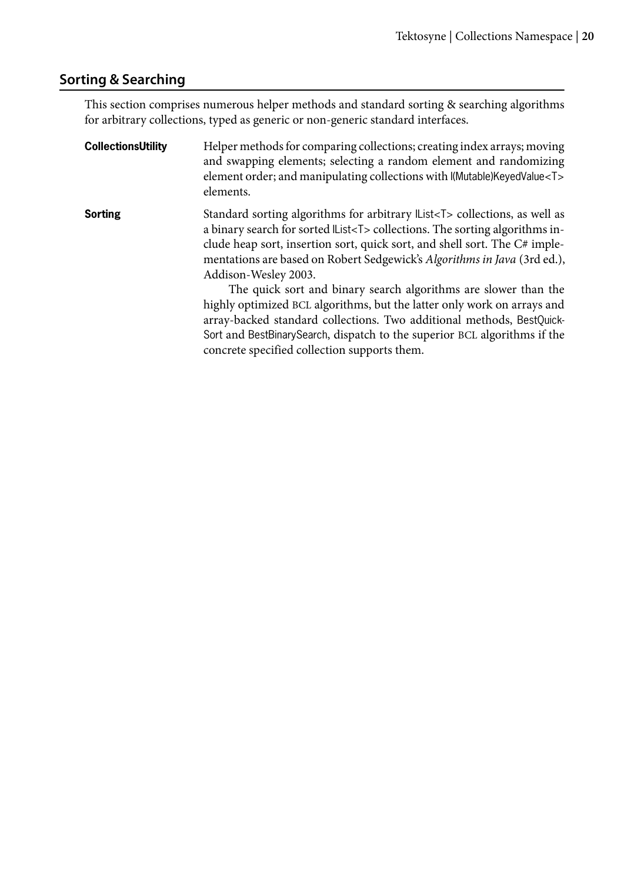## Sorting & Searching

This section comprises numerous helper methods and standard sorting & searching algorithms for arbitrary collections, typed as generic or non-generic standard interfaces.

**CollectionsUtility**

Helper methods for comparing collections; creating index arrays; moving and swapping elements; selecting a random element and randomizing element order; and manipulating collections with I(Mutable)KeyedValue<T> elements.

**Sorting**

Standard sorting algorithms for arbitrary IList<T> collections, as well as a binary search for sorted IList<T> collections. The sorting algorithms include heap sort, insertion sort, quick sort, and shell sort. The C# implementations are based on Robert Sedgewick's *Algorithms in Java* (3rd ed.), Addison-Wesley 2003.

The quick sort and binary search algorithms are slower than the highly optimized BCL algorithms, but the latter only work on arrays and array-backed standard collections. Two additional methods, BestQuickSort and BestBinarySearch, dispatch to the superior BCL algorithms if the concrete specified collection supports them.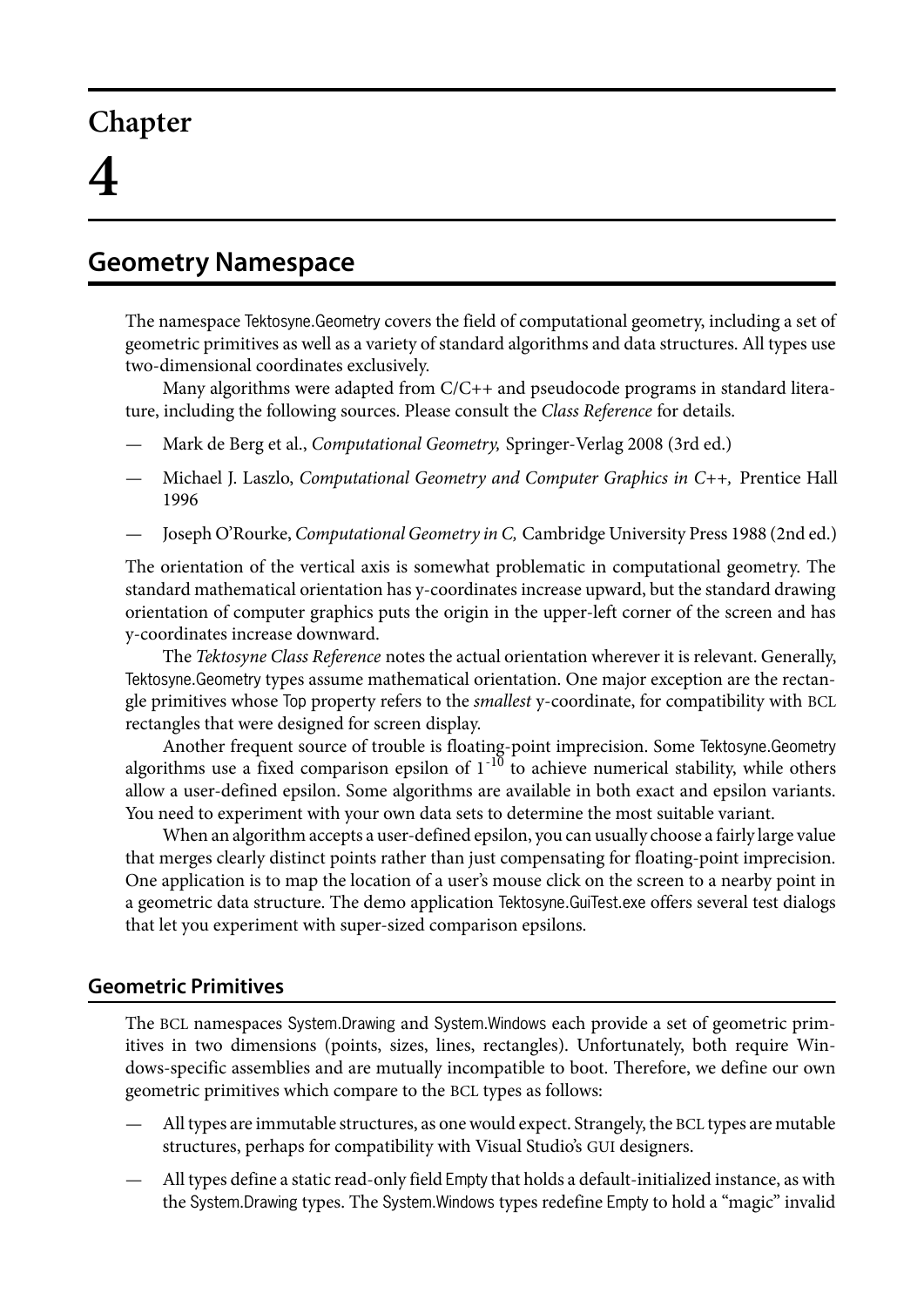# Chapter 4

## Geometry Namespace

The namespace Tektosyne.Geometry covers the field of computational geometry, including a set of geometric primitives as well as a variety of standard algorithms and data structures. All types use two-dimensional coordinates exclusively.

Many algorithms were adapted from C/C++ and pseudocode programs in standard literature, including the following sources. Please consult the *Class Reference* for details.

- Mark de Berg et al., *Computational Geometry,* Springer-Verlag 2008 (3rd ed.)
- Michael J. Laszlo, *Computational Geometry and Computer Graphics in C++,* Prentice Hall 1996
- Joseph O'Rourke, *Computational Geometry in C,* Cambridge University Press 1988 (2nd ed.)

The orientation of the vertical axis is somewhat problematic in computational geometry. The standard mathematical orientation has y-coordinates increase upward, but the standard drawing orientation of computer graphics puts the origin in the upper-left corner of the screen and has y-coordinates increase downward.

The *Tektosyne Class Reference* notes the actual orientation wherever it is relevant. Generally, Tektosyne.Geometry types assume mathematical orientation. One major exception are the rectangle primitives whose Top property refers to the *smallest* y-coordinate, for compatibility with BCL rectangles that were designed for screen display.

Another frequent source of trouble is floating-point imprecision. Some Tektosyne.Geometry algorithms use a fixed comparison epsilon of $1^{-10}$ to achieve numerical stability, while others allow a user-defined epsilon. Some algorithms are available in both exact and epsilon variants. You need to experiment with your own data sets to determine the most suitable variant.

When an algorithm accepts a user-defined epsilon, you can usually choose a fairly large value that merges clearly distinct points rather than just compensating for floating-point imprecision. One application is to map the location of a user's mouse click on the screen to a nearby point in a geometric data structure. The demo application Tektosyne.GuiTest.exe offers several test dialogs that let you experiment with super-sized comparison epsilons.

### Geometric Primitives

The BCL namespaces System.Drawing and System.Windows each provide a set of geometric primitives in two dimensions (points, sizes, lines, rectangles). Unfortunately, both require Windows-specific assemblies and are mutually incompatible to boot. Therefore, we define our own geometric primitives which compare to the BCL types as follows:

- All types are immutable structures, as one would expect. Strangely, the BCL types are mutable structures, perhaps for compatibility with Visual Studio's GUI designers.
- All types define a static read-only field Empty that holds a default-initialized instance, as with the System.Drawing types. The System.Windows types redefine Empty to hold a "magic" invalid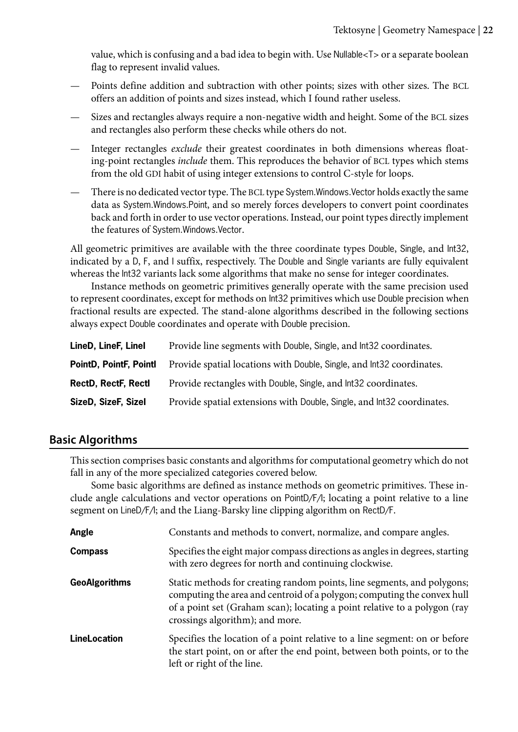value, which is confusing and a bad idea to begin with. Use Nullable<T> or a separate boolean flag to represent invalid values.

- Points define addition and subtraction with other points; sizes with other sizes. The BCL offers an addition of points and sizes instead, which I found rather useless.
- Sizes and rectangles always require a non-negative width and height. Some of the BCL sizes and rectangles also perform these checks while others do not.
- Integer rectangles *exclude* their greatest coordinates in both dimensions whereas floating-point rectangles *include* them. This reproduces the behavior of BCL types which stems from the old GDI habit of using integer extensions to control C-style for loops.
- There is no dedicated vector type. The BCL type System.Windows.Vector holds exactly the same data as System.Windows.Point, and so merely forces developers to convert point coordinates back and forth in order to use vector operations. Instead, our point types directly implement the features of System.Windows.Vector.

All geometric primitives are available with the three coordinate types Double, Single, and Int32, indicated by a D, F, and I suffix, respectively. The Double and Single variants are fully equivalent whereas the Int32 variants lack some algorithms that make no sense for integer coordinates.

Instance methods on geometric primitives generally operate with the same precision used to represent coordinates, except for methods on Int32 primitives which use Double precision when fractional results are expected. The stand-alone algorithms described in the following sections always expect Double coordinates and operate with Double precision.

| | |
|---|---|
| **LineD, LineF, LineI** | Provide line segments with Double, Single, and Int32 coordinates. |
| **PointD, PointF, PointI** | Provide spatial locations with Double, Single, and Int32 coordinates. |
| **RectD, RectF, RectI** | Provide rectangles with Double, Single, and Int32 coordinates. |
| **SizeD, SizeF, SizeI** | Provide spatial extensions with Double, Single, and Int32 coordinates. |

## Basic Algorithms

This section comprises basic constants and algorithms for computational geometry which do not fall in any of the more specialized categories covered below.

Some basic algorithms are defined as instance methods on geometric primitives. These include angle calculations and vector operations on PointD/F/I; locating a point relative to a line segment on LineD/F/I; and the Liang-Barsky line clipping algorithm on RectD/F.

| | |
|---|---|
| **Angle** | Constants and methods to convert, normalize, and compare angles. |
| **Compass** | Specifies the eight major compass directions as angles in degrees, starting with zero degrees for north and continuing clockwise. |
| **GeoAlgorithms** | Static methods for creating random points, line segments, and polygons; computing the area and centroid of a polygon; computing the convex hull of a point set (Graham scan); locating a point relative to a polygon (ray crossings algorithm); and more. |
| **LineLocation** | Specifies the location of a point relative to a line segment: on or before the start point, on or after the end point, between both points, or to the left or right of the line. |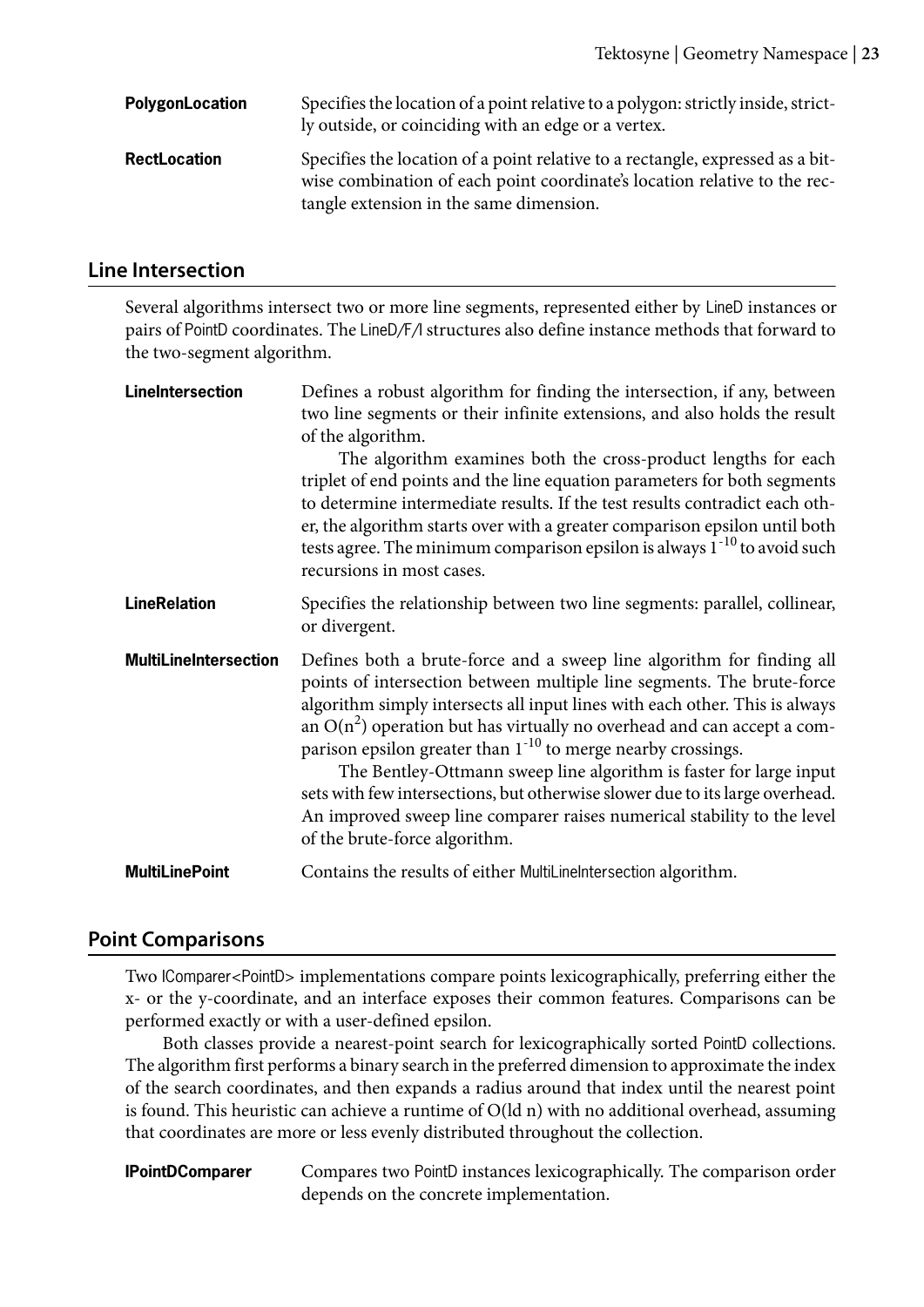**PolygonLocation** Specifies the location of a point relative to a polygon: strictly inside, strictly outside, or coinciding with an edge or a vertex.

**RectLocation** Specifies the location of a point relative to a rectangle, expressed as a bitwise combination of each point coordinate's location relative to the rectangle extension in the same dimension.

## Line Intersection

Several algorithms intersect two or more line segments, represented either by LineD instances or pairs of PointD coordinates. The LineD/F/I structures also define instance methods that forward to the two-segment algorithm.

**LineIntersection** Defines a robust algorithm for finding the intersection, if any, between two line segments or their infinite extensions, and also holds the result of the algorithm.

The algorithm examines both the cross-product lengths for each triplet of end points and the line equation parameters for both segments to determine intermediate results. If the test results contradict each other, the algorithm starts over with a greater comparison epsilon until both tests agree. The minimum comparison epsilon is always $1^{-10}$ to avoid such recursions in most cases.

**LineRelation** Specifies the relationship between two line segments: parallel, collinear, or divergent.

**MultiLineIntersection** Defines both a brute-force and a sweep line algorithm for finding all points of intersection between multiple line segments. The brute-force algorithm simply intersects all input lines with each other. This is always an $O(n^2)$ operation but has virtually no overhead and can accept a comparison epsilon greater than $1^{-10}$ to merge nearby crossings.

The Bentley-Ottmann sweep line algorithm is faster for large input sets with few intersections, but otherwise slower due to its large overhead. An improved sweep line comparer raises numerical stability to the level of the brute-force algorithm.

**MultiLinePoint** Contains the results of either MultiLineIntersection algorithm.

## Point Comparisons

Two IComparer<PointD> implementations compare points lexicographically, preferring either the x- or the y-coordinate, and an interface exposes their common features. Comparisons can be performed exactly or with a user-defined epsilon.

Both classes provide a nearest-point search for lexicographically sorted PointD collections. The algorithm first performs a binary search in the preferred dimension to approximate the index of the search coordinates, and then expands a radius around that index until the nearest point is found. This heuristic can achieve a runtime of $O(\text{ld } n)$ with no additional overhead, assuming that coordinates are more or less evenly distributed throughout the collection.

**IPointDComparer** Compares two PointD instances lexicographically. The comparison order depends on the concrete implementation.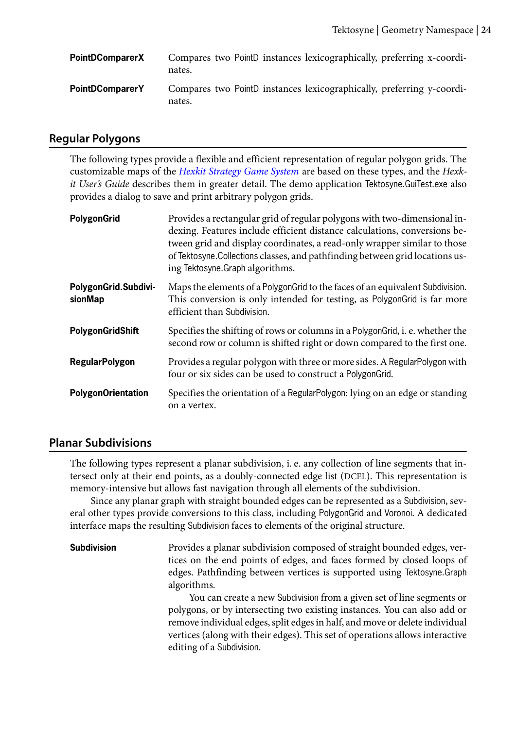**PointDComparerX** Compares two PointD instances lexicographically, preferring x-coordinates.

**PointDComparerY** Compares two PointD instances lexicographically, preferring y-coordinates.

## Regular Polygons

The following types provide a flexible and efficient representation of regular polygon grids. The customizable maps of the *Hexkit Strategy Game System* are based on these types, and the *Hexkit User's Guide* describes them in greater detail. The demo application Tektosyne.GuiTest.exe also provides a dialog to save and print arbitrary polygon grids.

**PolygonGrid** Provides a rectangular grid of regular polygons with two-dimensional indexing. Features include efficient distance calculations, conversions between grid and display coordinates, a read-only wrapper similar to those of Tektosyne.Collections classes, and pathfinding between grid locations using Tektosyne.Graph algorithms.

**PolygonGrid.SubdivisionMap** Maps the elements of a PolygonGrid to the faces of an equivalent Subdivision. This conversion is only intended for testing, as PolygonGrid is far more efficient than Subdivision.

**PolygonGridShift** Specifies the shifting of rows or columns in a PolygonGrid, i. e. whether the second row or column is shifted right or down compared to the first one.

**RegularPolygon** Provides a regular polygon with three or more sides. A RegularPolygon with four or six sides can be used to construct a PolygonGrid.

**PolygonOrientation** Specifies the orientation of a RegularPolygon: lying on an edge or standing on a vertex.

## Planar Subdivisions

The following types represent a planar subdivision, i. e. any collection of line segments that intersect only at their end points, as a doubly-connected edge list (DCEL). This representation is memory-intensive but allows fast navigation through all elements of the subdivision.

Since any planar graph with straight bounded edges can be represented as a Subdivision, several other types provide conversions to this class, including PolygonGrid and Voronoi. A dedicated interface maps the resulting Subdivision faces to elements of the original structure.

**Subdivision** Provides a planar subdivision composed of straight bounded edges, vertices on the end points of edges, and faces formed by closed loops of edges. Pathfinding between vertices is supported using Tektosyne.Graph algorithms.

You can create a new Subdivision from a given set of line segments or polygons, or by intersecting two existing instances. You can also add or remove individual edges, split edges in half, and move or delete individual vertices (along with their edges). This set of operations allows interactive editing of a Subdivision.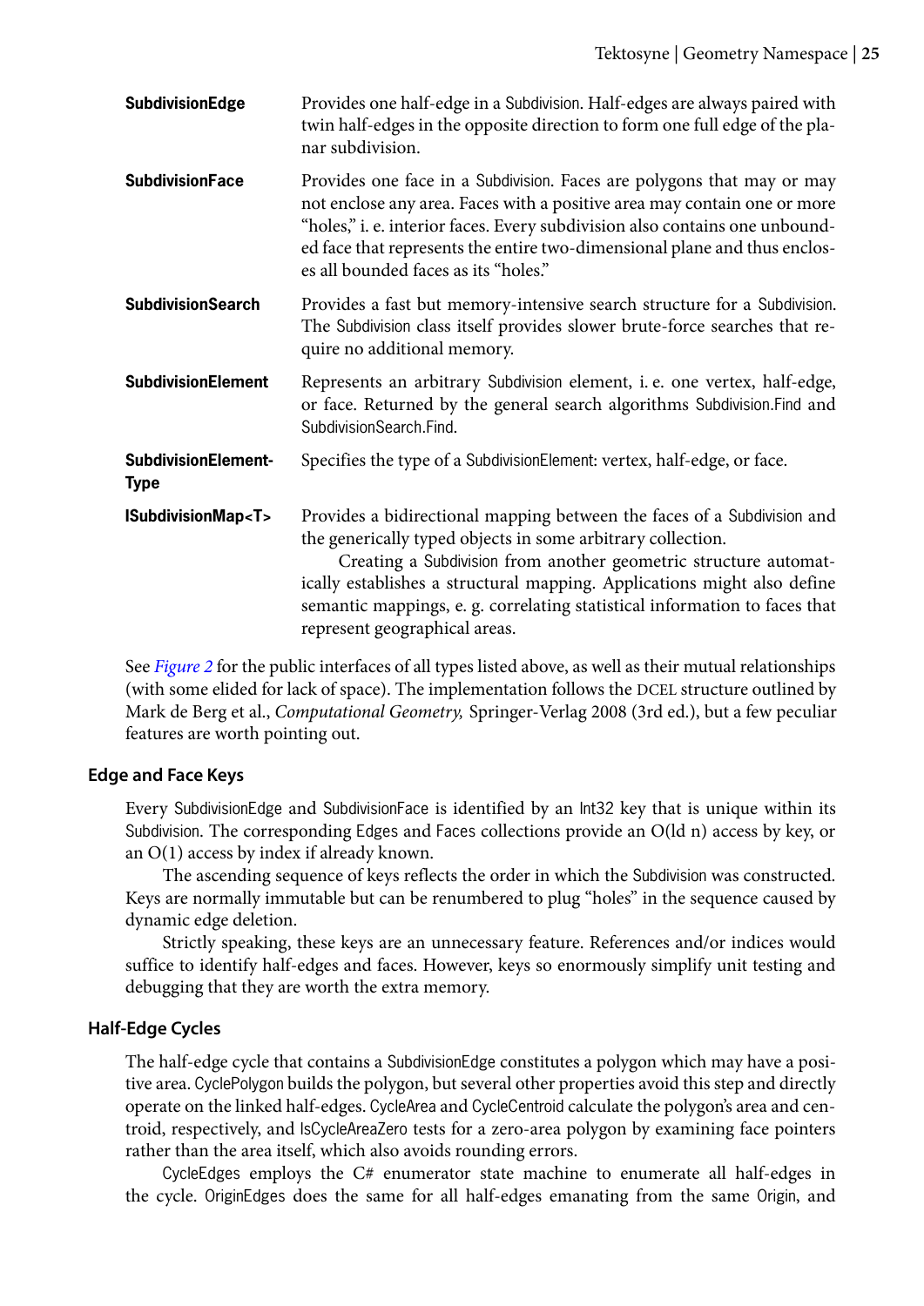| | |
|---|---|
| **SubdivisionEdge** | Provides one half-edge in a Subdivision. Half-edges are always paired with twin half-edges in the opposite direction to form one full edge of the planar subdivision. |
| **SubdivisionFace** | Provides one face in a Subdivision. Faces are polygons that may or may not enclose any area. Faces with a positive area may contain one or more "holes," i. e. interior faces. Every subdivision also contains one unbounded face that represents the entire two-dimensional plane and thus encloses all bounded faces as its "holes." |
| **SubdivisionSearch** | Provides a fast but memory-intensive search structure for a Subdivision. The Subdivision class itself provides slower brute-force searches that require no additional memory. |
| **SubdivisionElement** | Represents an arbitrary Subdivision element, i. e. one vertex, half-edge, or face. Returned by the general search algorithms Subdivision.Find and SubdivisionSearch.Find. |
| **SubdivisionElementType** | Specifies the type of a SubdivisionElement: vertex, half-edge, or face. |
| **ISubdivisionMap<T>** | Provides a bidirectional mapping between the faces of a Subdivision and the generically typed objects in some arbitrary collection. Creating a Subdivision from another geometric structure automatically establishes a structural mapping. Applications might also define semantic mappings, e. g. correlating statistical information to faces that represent geographical areas. |

See *Figure 2* for the public interfaces of all types listed above, as well as their mutual relationships (with some elided for lack of space). The implementation follows the DCEL structure outlined by Mark de Berg et al., *Computational Geometry,* Springer-Verlag 2008 (3rd ed.), but a few peculiar features are worth pointing out.

### Edge and Face Keys

Every SubdivisionEdge and SubdivisionFace is identified by an Int32 key that is unique within its Subdivision. The corresponding Edges and Faces collections provide an O(ld n) access by key, or an O(1) access by index if already known.

The ascending sequence of keys reflects the order in which the Subdivision was constructed. Keys are normally immutable but can be renumbered to plug "holes" in the sequence caused by dynamic edge deletion.

Strictly speaking, these keys are an unnecessary feature. References and/or indices would suffice to identify half-edges and faces. However, keys so enormously simplify unit testing and debugging that they are worth the extra memory.

### Half-Edge Cycles

The half-edge cycle that contains a SubdivisionEdge constitutes a polygon which may have a positive area. CyclePolygon builds the polygon, but several other properties avoid this step and directly operate on the linked half-edges. CycleArea and CycleCentroid calculate the polygon's area and centroid, respectively, and IsCycleAreaZero tests for a zero-area polygon by examining face pointers rather than the area itself, which also avoids rounding errors.

CycleEdges employs the C# enumerator state machine to enumerate all half-edges in the cycle. OriginEdges does the same for all half-edges emanating from the same Origin, and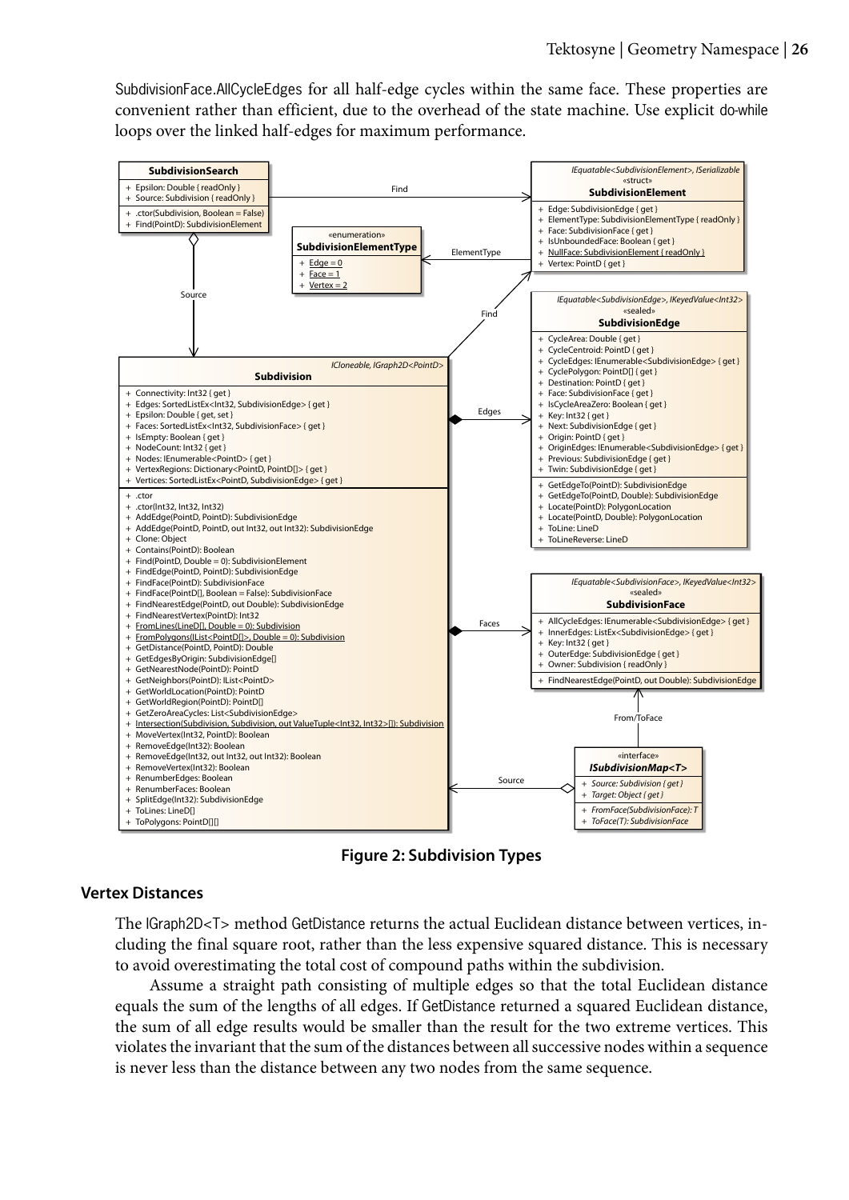SubdivisionFace.AllCycleEdges for all half-edge cycles within the same face. These properties are convenient rather than efficient, due to the overhead of the state machine. Use explicit do-while loops over the linked half-edges for maximum performance.

**SubdivisionSearch**
+ Epsilon: Double { readOnly }
+ Source: Subdivision { readOnly }
+ .ctor(Subdivision, Boolean = False)
+ Find(PointD): SubdivisionElement

Find

IEquatable<SubdivisionElement>, ISerializable
«struct»
**SubdivisionElement**
+ Edge: SubdivisionEdge { get }
+ ElementType: SubdivisionElementType { readOnly }
+ Face: SubdivisionFace { get }
+ IsUnboundedFace: Boolean { get }
+ NullFace: SubdivisionElement { readOnly }
+ Vertex: PointD { get }

«enumeration»
**SubdivisionElementType**
+ Edge = 0
+ Face = 1
+ Vertex = 2

ElementType

Source

Find

IEquatable<SubdivisionEdge>, IKeyedValue<Int32>
«sealed»
**SubdivisionEdge**
+ CycleArea: Double { get }
+ CycleCentroid: PointD { get }
+ CycleEdges: IEnumerable<SubdivisionEdge> { get }
+ CyclePolygon: PointD[] { get }
+ Destination: PointD { get }
+ Face: SubdivisionFace { get }
+ IsCycleAreaZero: Boolean { get }
+ Key: Int32 { get }
+ Next: SubdivisionEdge { get }
+ Origin: PointD { get }
+ OriginEdges: IEnumerable<SubdivisionEdge> { get }
+ Previous: SubdivisionEdge { get }
+ Twin: SubdivisionEdge { get }
+ GetEdgeTo(PointD): SubdivisionEdge
+ GetEdgeTo(PointD, Double): SubdivisionEdge
+ Locate(PointD): PolygonLocation
+ Locate(PointD, Double): PolygonLocation
+ ToLine: LineD
+ ToLineReverse: LineD

ICloneable, IGraph2D<PointD>
**Subdivision**
+ Connectivity: Int32 { get }
+ Edges: SortedListEx<Int32, SubdivisionEdge> { get }
+ Epsilon: Double { get, set }
+ Faces: SortedListEx<Int32, SubdivisionFace> { get }
+ IsEmpty: Boolean { get }
+ NodeCount: Int32 { get }
+ Nodes: IEnumerable<PointD> { get }
+ VertexRegions: Dictionary<PointD, PointD[]> { get }
+ Vertices: SortedListEx<PointD, SubdivisionEdge> { get }
+ .ctor
+ .ctor(Int32, Int32, Int32)
+ AddEdge(PointD, PointD): SubdivisionEdge
+ AddEdge(PointD, PointD, out Int32, out Int32): SubdivisionEdge
+ Clone: Object
+ Contains(PointD): Boolean
+ Find(PointD, Double = 0): SubdivisionElement
+ FindEdge(PointD, PointD): SubdivisionEdge
+ FindFace(PointD): SubdivisionFace
+ FindFace(PointD[], Boolean = False): SubdivisionFace
+ FindNearestEdge(PointD, out Double): SubdivisionEdge
+ FindNearestVertex(PointD): Int32
+ FromLines(LineD[], Double = 0): Subdivision
+ FromPolygons(IList<PointD[]>, Double = 0): Subdivision
+ GetDistance(PointD, PointD): Double
+ GetEdgesByOrigin: SubdivisionEdge[]
+ GetNearestNode(PointD): PointD
+ GetNeighbors(PointD): IList<PointD>
+ GetWorldLocation(PointD): PointD
+ GetWorldRegion(PointD): PointD[]
+ GetZeroAreaCycles: List<SubdivisionEdge>
+ Intersection(Subdivision, Subdivision, out ValueTuple<Int32, Int32>[]): Subdivision
+ MoveVertex(Int32, PointD): Boolean
+ RemoveEdge(Int32): Boolean
+ RemoveEdge(Int32, out Int32, out Int32): Boolean
+ RemoveVertex(Int32): Boolean
+ RenumberEdges: Boolean
+ RenumberFaces: Boolean
+ SplitEdge(Int32): SubdivisionEdge
+ ToLines: LineD[]
+ ToPolygons: PointD[][]

Edges

Faces

IEquatable<SubdivisionFace>, IKeyedValue<Int32>
«sealed»
**SubdivisionFace**
+ AllCycleEdges: IEnumerable<SubdivisionEdge> { get }
+ InnerEdges: ListEx<SubdivisionEdge> { get }
+ Key: Int32 { get }
+ OuterEdge: SubdivisionEdge { get }
+ Owner: Subdivision { readOnly }
+ FindNearestEdge(PointD, out Double): SubdivisionEdge

From/ToFace

Source

«interface»
***ISubdivisionMap<T>***
+ *Source: Subdivision { get }*
+ *Target: Object { get }*
+ *FromFace(SubdivisionFace): T*
+ *ToFace(T): SubdivisionFace*

**Figure 2: Subdivision Types**

### Vertex Distances

The IGraph2D<T> method GetDistance returns the actual Euclidean distance between vertices, including the final square root, rather than the less expensive squared distance. This is necessary to avoid overestimating the total cost of compound paths within the subdivision.

Assume a straight path consisting of multiple edges so that the total Euclidean distance equals the sum of the lengths of all edges. If GetDistance returned a squared Euclidean distance, the sum of all edge results would be smaller than the result for the two extreme vertices. This violates the invariant that the sum of the distances between all successive nodes within a sequence is never less than the distance between any two nodes from the same sequence.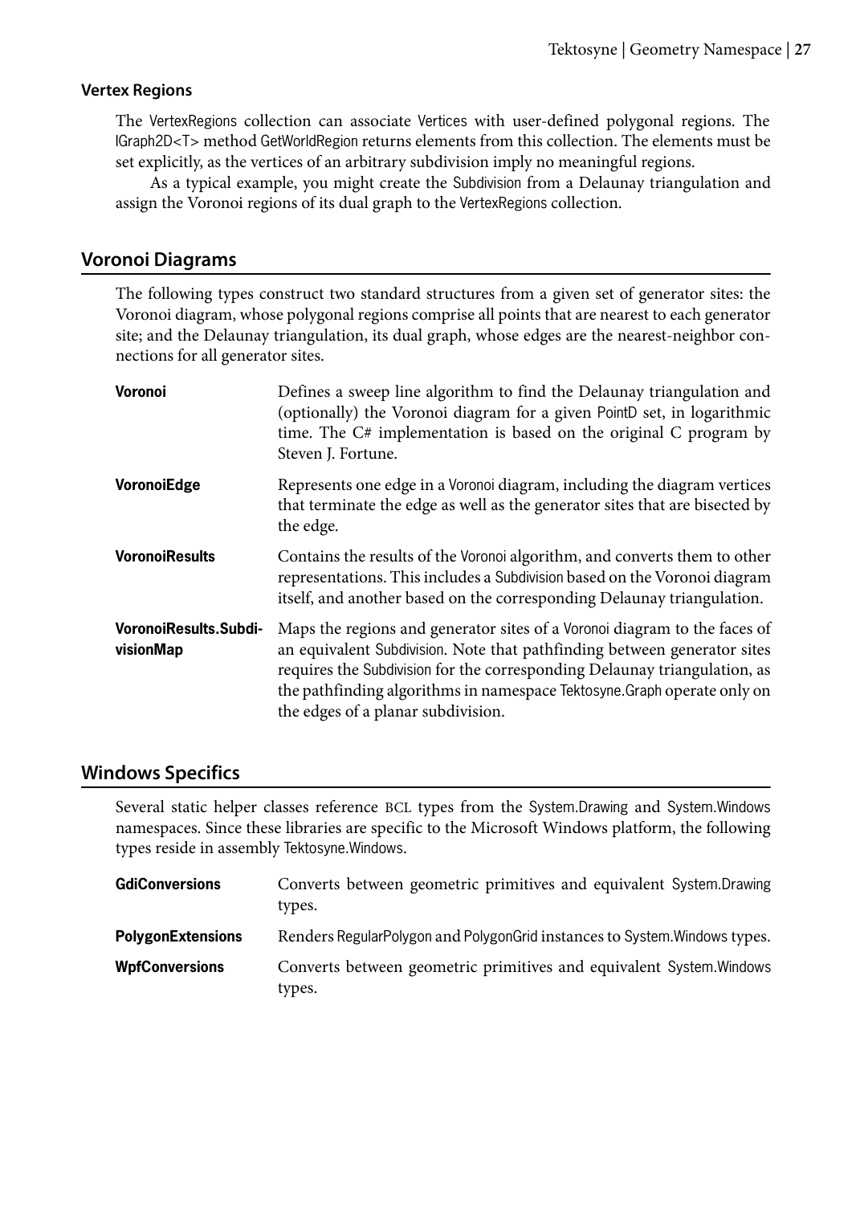### Vertex Regions

The VertexRegions collection can associate Vertices with user-defined polygonal regions. The IGraph2D<T> method GetWorldRegion returns elements from this collection. The elements must be set explicitly, as the vertices of an arbitrary subdivision imply no meaningful regions.

As a typical example, you might create the Subdivision from a Delaunay triangulation and assign the Voronoi regions of its dual graph to the VertexRegions collection.

## Voronoi Diagrams

The following types construct two standard structures from a given set of generator sites: the Voronoi diagram, whose polygonal regions comprise all points that are nearest to each generator site; and the Delaunay triangulation, its dual graph, whose edges are the nearest-neighbor connections for all generator sites.

| | |
|---|---|
| **Voronoi** | Defines a sweep line algorithm to find the Delaunay triangulation and (optionally) the Voronoi diagram for a given PointD set, in logarithmic time. The C# implementation is based on the original C program by Steven J. Fortune. |
| **VoronoiEdge** | Represents one edge in a Voronoi diagram, including the diagram vertices that terminate the edge as well as the generator sites that are bisected by the edge. |
| **VoronoiResults** | Contains the results of the Voronoi algorithm, and converts them to other representations. This includes a Subdivision based on the Voronoi diagram itself, and another based on the corresponding Delaunay triangulation. |
| **VoronoiResults.SubdivisionMap** | Maps the regions and generator sites of a Voronoi diagram to the faces of an equivalent Subdivision. Note that pathfinding between generator sites requires the Subdivision for the corresponding Delaunay triangulation, as the pathfinding algorithms in namespace Tektosyne.Graph operate only on the edges of a planar subdivision. |

## Windows Specifics

Several static helper classes reference BCL types from the System.Drawing and System.Windows namespaces. Since these libraries are specific to the Microsoft Windows platform, the following types reside in assembly Tektosyne.Windows.

| | |
|---|---|
| **GdiConversions** | Converts between geometric primitives and equivalent System.Drawing types. |
| **PolygonExtensions** | Renders RegularPolygon and PolygonGrid instances to System.Windows types. |
| **WpfConversions** | Converts between geometric primitives and equivalent System.Windows types. |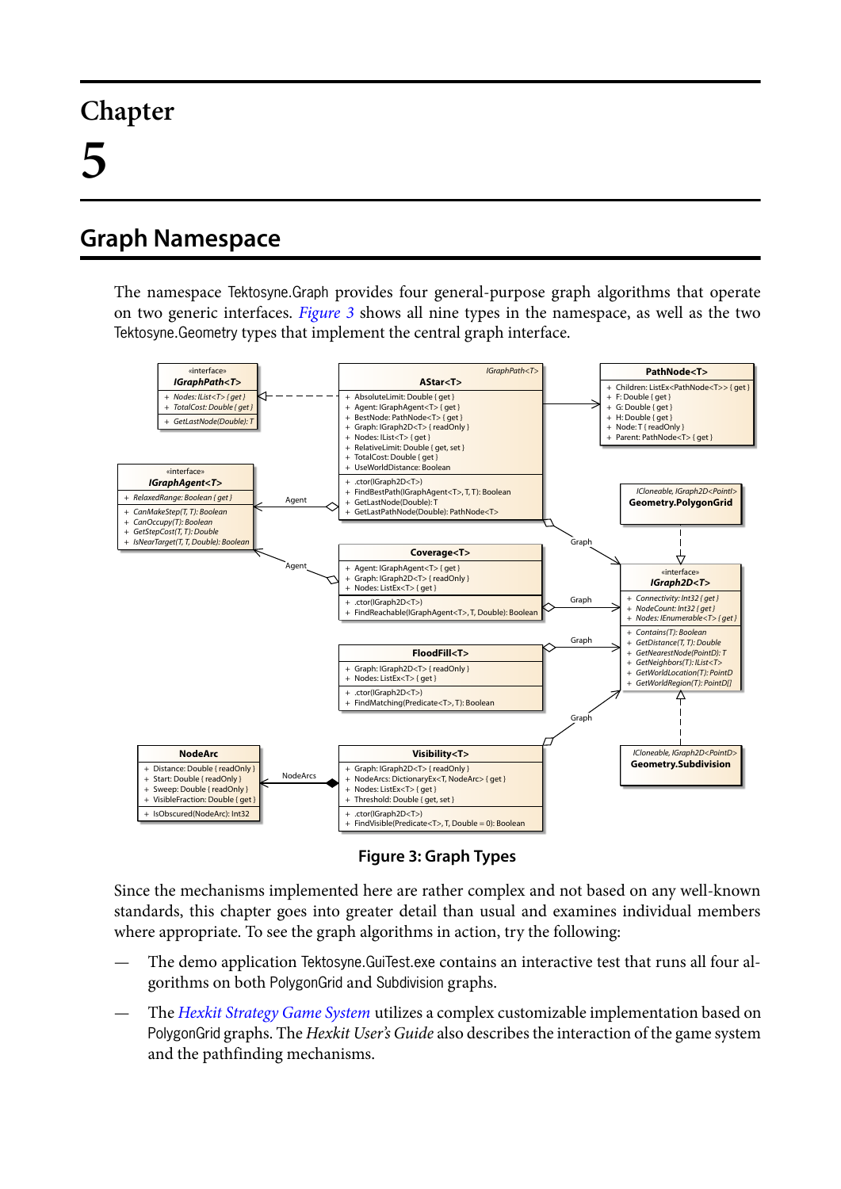# Chapter 5

## Graph Namespace

The namespace Tektosyne.Graph provides four general-purpose graph algorithms that operate on two generic interfaces. *Figure 3* shows all nine types in the namespace, as well as the two Tektosyne.Geometry types that implement the central graph interface.

«interface»
IGraphPath<T>
+ Nodes: IList<T> { get }
+ TotalCost: Double { get }
+ GetLastNode(Double): T

IGraphPath<T>
AStar<T>
+ AbsoluteLimit: Double { get }
+ Agent: IGraphAgent<T> { get }
+ BestNode: PathNode<T> { get }
+ Graph: IGraph2D<T> { readOnly }
+ Nodes: IList<T> { get }
+ RelativeLimit: Double { get, set }
+ TotalCost: Double { get }
+ UseWorldDistance: Boolean
+ .ctor(IGraph2D<T>)
+ FindBestPath(IGraphAgent<T>, T, T): Boolean
+ GetLastNode(Double): T
+ GetLastPathNode(Double): PathNode<T>

PathNode<T>
+ Children: ListEx<PathNode<T>> { get }
+ F: Double { get }
+ G: Double { get }
+ H: Double { get }
+ Node: T { readOnly }
+ Parent: PathNode<T> { get }

«interface»
IGraphAgent<T>
+ RelaxedRange: Boolean { get }
+ CanMakeStep(T, T): Boolean
+ CanOccupy(T): Boolean
+ GetStepCost(T, T): Double
+ IsNearTarget(T, T, Double): Boolean

Agent

ICloneable, IGraph2D<PointI>
Geometry.PolygonGrid

Graph

Agent

Coverage<T>
+ Agent: IGraphAgent<T> { get }
+ Graph: IGraph2D<T> { readOnly }
+ Nodes: ListEx<T> { get }
+ .ctor(IGraph2D<T>)
+ FindReachable(IGraphAgent<T>, T, Double): Boolean

Graph

«interface»
IGraph2D<T>
+ Connectivity: Int32 { get }
+ NodeCount: Int32 { get }
+ Nodes: IEnumerable<T> { get }
+ Contains(T): Boolean
+ GetDistance(T, T): Double
+ GetNearestNode(PointD): T
+ GetNeighbors(T): IList<T>
+ GetWorldLocation(T): PointD
+ GetWorldRegion(T): PointD[]

Graph

FloodFill<T>
+ Graph: IGraph2D<T> { readOnly }
+ Nodes: ListEx<T> { get }
+ .ctor(IGraph2D<T>)
+ FindMatching(Predicate<T>, T): Boolean

Graph

NodeArc
+ Distance: Double { readOnly }
+ Start: Double { readOnly }
+ Sweep: Double { readOnly }
+ VisibleFraction: Double { get }
+ IsObscured(NodeArc): Int32

NodeArcs

Visibility<T>
+ Graph: IGraph2D<T> { readOnly }
+ NodeArcs: DictionaryEx<T, NodeArc> { get }
+ Nodes: ListEx<T> { get }
+ Threshold: Double { get, set }
+ .ctor(IGraph2D<T>)
+ FindVisible(Predicate<T>, T, Double = 0): Boolean

ICloneable, IGraph2D<PointD>
Geometry.Subdivision

**Figure 3: Graph Types**

Since the mechanisms implemented here are rather complex and not based on any well-known standards, this chapter goes into greater detail than usual and examines individual members where appropriate. To see the graph algorithms in action, try the following:

— The demo application Tektosyne.GuiTest.exe contains an interactive test that runs all four algorithms on both PolygonGrid and Subdivision graphs.

— The *Hexkit Strategy Game System* utilizes a complex customizable implementation based on PolygonGrid graphs. The *Hexkit User's Guide* also describes the interaction of the game system and the pathfinding mechanisms.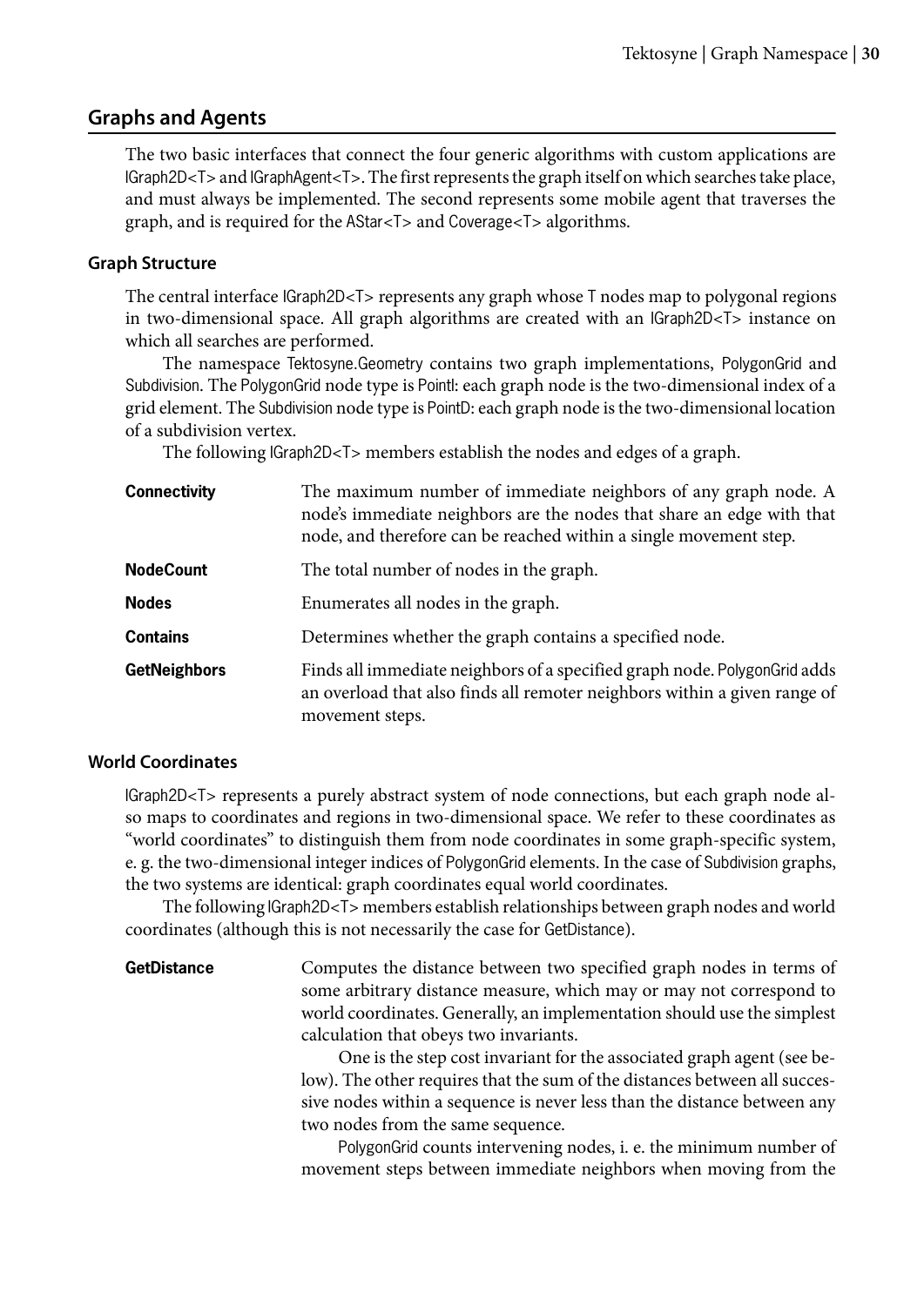## Graphs and Agents

The two basic interfaces that connect the four generic algorithms with custom applications are IGraph2D<T> and IGraphAgent<T>. The first represents the graph itself on which searches take place, and must always be implemented. The second represents some mobile agent that traverses the graph, and is required for the AStar<T> and Coverage<T> algorithms.

### Graph Structure

The central interface IGraph2D<T> represents any graph whose T nodes map to polygonal regions in two-dimensional space. All graph algorithms are created with an IGraph2D<T> instance on which all searches are performed.

The namespace Tektosyne.Geometry contains two graph implementations, PolygonGrid and Subdivision. The PolygonGrid node type is PointI: each graph node is the two-dimensional index of a grid element. The Subdivision node type is PointD: each graph node is the two-dimensional location of a subdivision vertex.

The following IGraph2D<T> members establish the nodes and edges of a graph.

**Connectivity** — The maximum number of immediate neighbors of any graph node. A node's immediate neighbors are the nodes that share an edge with that node, and therefore can be reached within a single movement step.

**NodeCount** — The total number of nodes in the graph.

**Nodes** — Enumerates all nodes in the graph.

**Contains** — Determines whether the graph contains a specified node.

**GetNeighbors** — Finds all immediate neighbors of a specified graph node. PolygonGrid adds an overload that also finds all remoter neighbors within a given range of movement steps.

### World Coordinates

IGraph2D<T> represents a purely abstract system of node connections, but each graph node also maps to coordinates and regions in two-dimensional space. We refer to these coordinates as "world coordinates" to distinguish them from node coordinates in some graph-specific system, e. g. the two-dimensional integer indices of PolygonGrid elements. In the case of Subdivision graphs, the two systems are identical: graph coordinates equal world coordinates.

The following IGraph2D<T> members establish relationships between graph nodes and world coordinates (although this is not necessarily the case for GetDistance).

**GetDistance** — Computes the distance between two specified graph nodes in terms of some arbitrary distance measure, which may or may not correspond to world coordinates. Generally, an implementation should use the simplest calculation that obeys two invariants.

One is the step cost invariant for the associated graph agent (see below). The other requires that the sum of the distances between all successive nodes within a sequence is never less than the distance between any two nodes from the same sequence.

PolygonGrid counts intervening nodes, i. e. the minimum number of movement steps between immediate neighbors when moving from the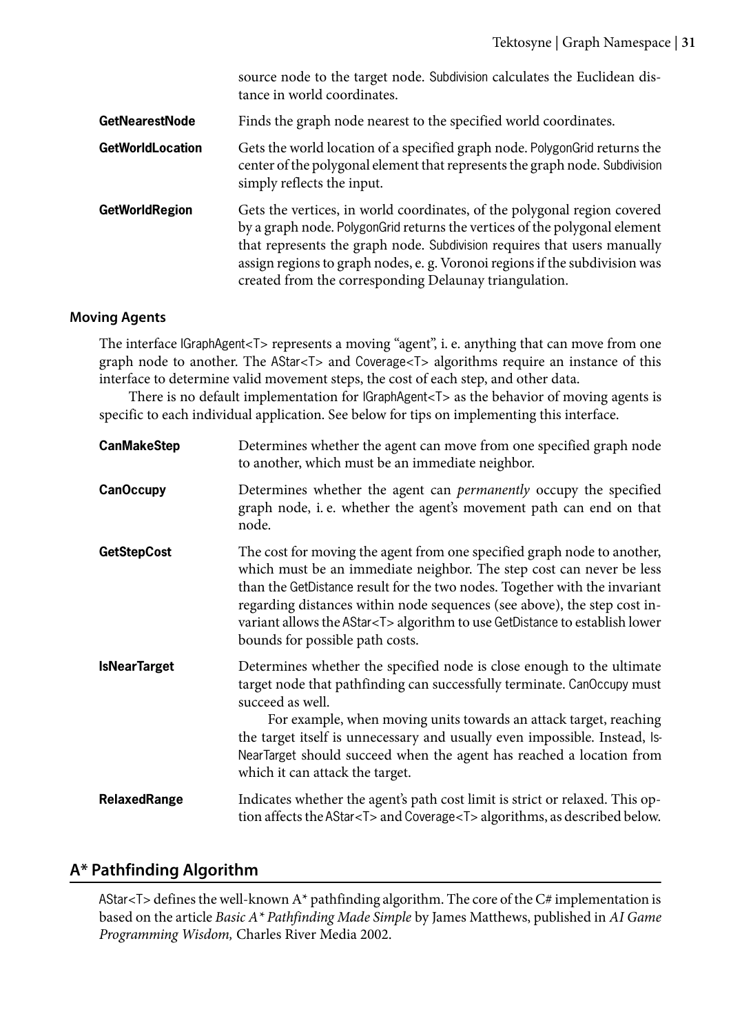source node to the target node. Subdivision calculates the Euclidean distance in world coordinates.

**GetNearestNode** Finds the graph node nearest to the specified world coordinates.

**GetWorldLocation** Gets the world location of a specified graph node. PolygonGrid returns the center of the polygonal element that represents the graph node. Subdivision simply reflects the input.

**GetWorldRegion** Gets the vertices, in world coordinates, of the polygonal region covered by a graph node. PolygonGrid returns the vertices of the polygonal element that represents the graph node. Subdivision requires that users manually assign regions to graph nodes, e. g. Voronoi regions if the subdivision was created from the corresponding Delaunay triangulation.

### Moving Agents

The interface IGraphAgent<T> represents a moving "agent", i. e. anything that can move from one graph node to another. The AStar<T> and Coverage<T> algorithms require an instance of this interface to determine valid movement steps, the cost of each step, and other data.

There is no default implementation for IGraphAgent<T> as the behavior of moving agents is specific to each individual application. See below for tips on implementing this interface.

**CanMakeStep** Determines whether the agent can move from one specified graph node to another, which must be an immediate neighbor.

**CanOccupy** Determines whether the agent can *permanently* occupy the specified graph node, i. e. whether the agent's movement path can end on that node.

**GetStepCost** The cost for moving the agent from one specified graph node to another, which must be an immediate neighbor. The step cost can never be less than the GetDistance result for the two nodes. Together with the invariant regarding distances within node sequences (see above), the step cost invariant allows the AStar<T> algorithm to use GetDistance to establish lower bounds for possible path costs.

**IsNearTarget** Determines whether the specified node is close enough to the ultimate target node that pathfinding can successfully terminate. CanOccupy must succeed as well.

For example, when moving units towards an attack target, reaching the target itself is unnecessary and usually even impossible. Instead, IsNearTarget should succeed when the agent has reached a location from which it can attack the target.

**RelaxedRange** Indicates whether the agent's path cost limit is strict or relaxed. This option affects the AStar<T> and Coverage<T> algorithms, as described below.

## A* Pathfinding Algorithm

AStar<T> defines the well-known A* pathfinding algorithm. The core of the C# implementation is based on the article *Basic A* Pathfinding Made Simple* by James Matthews, published in *AI Game Programming Wisdom,* Charles River Media 2002.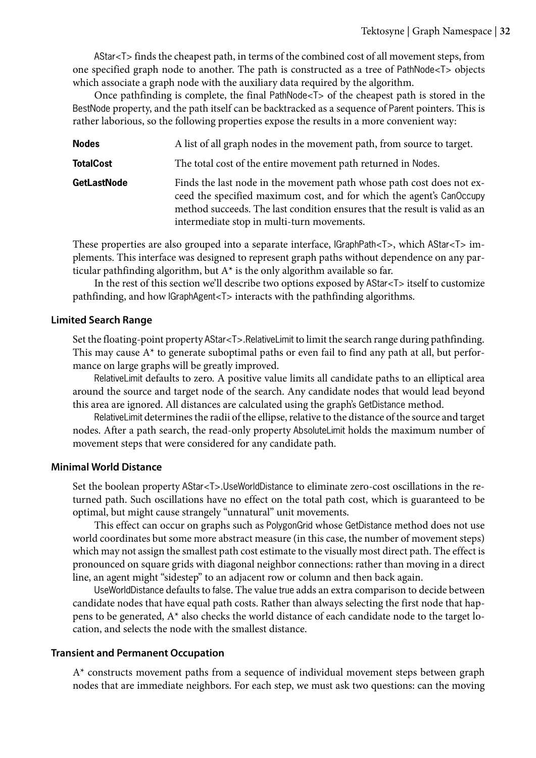AStar<T> finds the cheapest path, in terms of the combined cost of all movement steps, from one specified graph node to another. The path is constructed as a tree of PathNode<T> objects which associate a graph node with the auxiliary data required by the algorithm.

Once pathfinding is complete, the final PathNode<T> of the cheapest path is stored in the BestNode property, and the path itself can be backtracked as a sequence of Parent pointers. This is rather laborious, so the following properties expose the results in a more convenient way:

| | |
|---|---|
| **Nodes** | A list of all graph nodes in the movement path, from source to target. |
| **TotalCost** | The total cost of the entire movement path returned in Nodes. |
| **GetLastNode** | Finds the last node in the movement path whose path cost does not exceed the specified maximum cost, and for which the agent's CanOccupy method succeeds. The last condition ensures that the result is valid as an intermediate stop in multi-turn movements. |

These properties are also grouped into a separate interface, IGraphPath<T>, which AStar<T> implements. This interface was designed to represent graph paths without dependence on any particular pathfinding algorithm, but A* is the only algorithm available so far.

In the rest of this section we'll describe two options exposed by AStar<T> itself to customize pathfinding, and how IGraphAgent<T> interacts with the pathfinding algorithms.

### Limited Search Range

Set the floating-point property AStar<T>.RelativeLimit to limit the search range during pathfinding. This may cause A* to generate suboptimal paths or even fail to find any path at all, but performance on large graphs will be greatly improved.

RelativeLimit defaults to zero. A positive value limits all candidate paths to an elliptical area around the source and target node of the search. Any candidate nodes that would lead beyond this area are ignored. All distances are calculated using the graph's GetDistance method.

RelativeLimit determines the radii of the ellipse, relative to the distance of the source and target nodes. After a path search, the read-only property AbsoluteLimit holds the maximum number of movement steps that were considered for any candidate path.

### Minimal World Distance

Set the boolean property AStar<T>.UseWorldDistance to eliminate zero-cost oscillations in the returned path. Such oscillations have no effect on the total path cost, which is guaranteed to be optimal, but might cause strangely "unnatural" unit movements.

This effect can occur on graphs such as PolygonGrid whose GetDistance method does not use world coordinates but some more abstract measure (in this case, the number of movement steps) which may not assign the smallest path cost estimate to the visually most direct path. The effect is pronounced on square grids with diagonal neighbor connections: rather than moving in a direct line, an agent might "sidestep" to an adjacent row or column and then back again.

UseWorldDistance defaults to false. The value true adds an extra comparison to decide between candidate nodes that have equal path costs. Rather than always selecting the first node that happens to be generated, A* also checks the world distance of each candidate node to the target location, and selects the node with the smallest distance.

### Transient and Permanent Occupation

A* constructs movement paths from a sequence of individual movement steps between graph nodes that are immediate neighbors. For each step, we must ask two questions: can the moving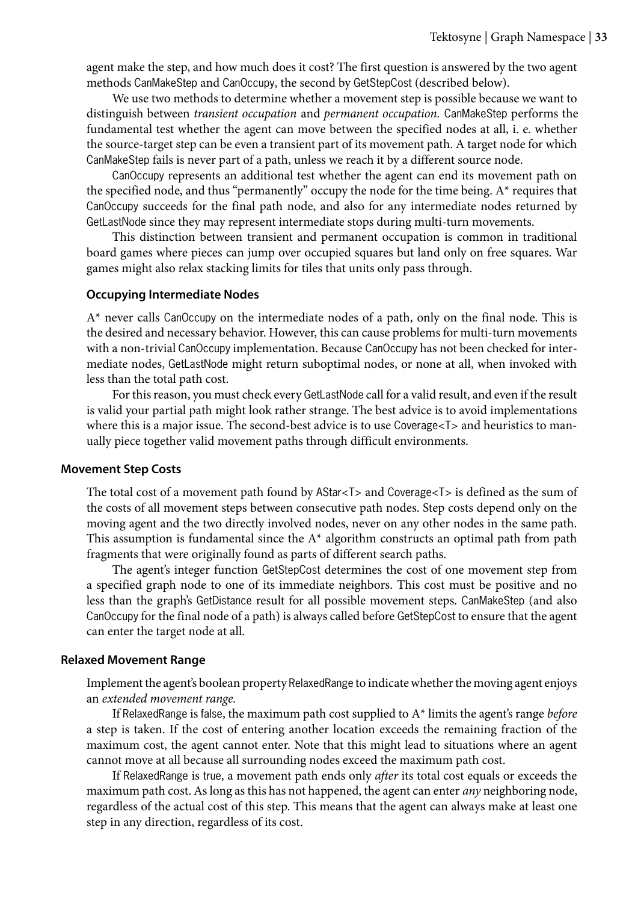agent make the step, and how much does it cost? The first question is answered by the two agent methods CanMakeStep and CanOccupy, the second by GetStepCost (described below).

We use two methods to determine whether a movement step is possible because we want to distinguish between *transient occupation* and *permanent occupation.* CanMakeStep performs the fundamental test whether the agent can move between the specified nodes at all, i. e. whether the source-target step can be even a transient part of its movement path. A target node for which CanMakeStep fails is never part of a path, unless we reach it by a different source node.

CanOccupy represents an additional test whether the agent can end its movement path on the specified node, and thus "permanently" occupy the node for the time being. A* requires that CanOccupy succeeds for the final path node, and also for any intermediate nodes returned by GetLastNode since they may represent intermediate stops during multi-turn movements.

This distinction between transient and permanent occupation is common in traditional board games where pieces can jump over occupied squares but land only on free squares. War games might also relax stacking limits for tiles that units only pass through.

#### Occupying Intermediate Nodes

A* never calls CanOccupy on the intermediate nodes of a path, only on the final node. This is the desired and necessary behavior. However, this can cause problems for multi-turn movements with a non-trivial CanOccupy implementation. Because CanOccupy has not been checked for intermediate nodes, GetLastNode might return suboptimal nodes, or none at all, when invoked with less than the total path cost.

For this reason, you must check every GetLastNode call for a valid result, and even if the result is valid your partial path might look rather strange. The best advice is to avoid implementations where this is a major issue. The second-best advice is to use Coverage<T> and heuristics to manually piece together valid movement paths through difficult environments.

### Movement Step Costs

The total cost of a movement path found by AStar<T> and Coverage<T> is defined as the sum of the costs of all movement steps between consecutive path nodes. Step costs depend only on the moving agent and the two directly involved nodes, never on any other nodes in the same path. This assumption is fundamental since the A* algorithm constructs an optimal path from path fragments that were originally found as parts of different search paths.

The agent's integer function GetStepCost determines the cost of one movement step from a specified graph node to one of its immediate neighbors. This cost must be positive and no less than the graph's GetDistance result for all possible movement steps. CanMakeStep (and also CanOccupy for the final node of a path) is always called before GetStepCost to ensure that the agent can enter the target node at all.

### Relaxed Movement Range

Implement the agent's boolean property RelaxedRange to indicate whether the moving agent enjoys an *extended movement range.*

If RelaxedRange is false, the maximum path cost supplied to A* limits the agent's range *before* a step is taken. If the cost of entering another location exceeds the remaining fraction of the maximum cost, the agent cannot enter. Note that this might lead to situations where an agent cannot move at all because all surrounding nodes exceed the maximum path cost.

If RelaxedRange is true, a movement path ends only *after* its total cost equals or exceeds the maximum path cost. As long as this has not happened, the agent can enter *any* neighboring node, regardless of the actual cost of this step. This means that the agent can always make at least one step in any direction, regardless of its cost.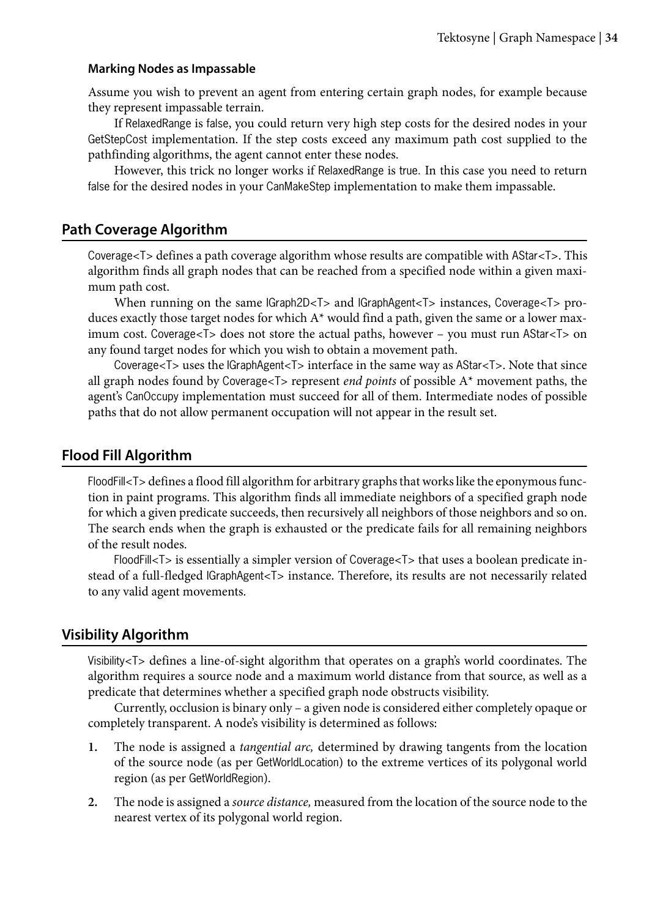#### Marking Nodes as Impassable

Assume you wish to prevent an agent from entering certain graph nodes, for example because they represent impassable terrain.

If RelaxedRange is false, you could return very high step costs for the desired nodes in your GetStepCost implementation. If the step costs exceed any maximum path cost supplied to the pathfinding algorithms, the agent cannot enter these nodes.

However, this trick no longer works if RelaxedRange is true. In this case you need to return false for the desired nodes in your CanMakeStep implementation to make them impassable.

## Path Coverage Algorithm

Coverage<T> defines a path coverage algorithm whose results are compatible with AStar<T>. This algorithm finds all graph nodes that can be reached from a specified node within a given maximum path cost.

When running on the same IGraph2D<T> and IGraphAgent<T> instances, Coverage<T> produces exactly those target nodes for which A* would find a path, given the same or a lower maximum cost. Coverage<T> does not store the actual paths, however – you must run AStar<T> on any found target nodes for which you wish to obtain a movement path.

Coverage<T> uses the IGraphAgent<T> interface in the same way as AStar<T>. Note that since all graph nodes found by Coverage<T> represent *end points* of possible A* movement paths, the agent's CanOccupy implementation must succeed for all of them. Intermediate nodes of possible paths that do not allow permanent occupation will not appear in the result set.

## Flood Fill Algorithm

FloodFill<T> defines a flood fill algorithm for arbitrary graphs that works like the eponymous function in paint programs. This algorithm finds all immediate neighbors of a specified graph node for which a given predicate succeeds, then recursively all neighbors of those neighbors and so on. The search ends when the graph is exhausted or the predicate fails for all remaining neighbors of the result nodes.

FloodFill<T> is essentially a simpler version of Coverage<T> that uses a boolean predicate instead of a full-fledged IGraphAgent<T> instance. Therefore, its results are not necessarily related to any valid agent movements.

## Visibility Algorithm

Visibility<T> defines a line-of-sight algorithm that operates on a graph's world coordinates. The algorithm requires a source node and a maximum world distance from that source, as well as a predicate that determines whether a specified graph node obstructs visibility.

Currently, occlusion is binary only – a given node is considered either completely opaque or completely transparent. A node's visibility is determined as follows:

1. The node is assigned a *tangential arc,* determined by drawing tangents from the location of the source node (as per GetWorldLocation) to the extreme vertices of its polygonal world region (as per GetWorldRegion).
2. The node is assigned a *source distance,* measured from the location of the source node to the nearest vertex of its polygonal world region.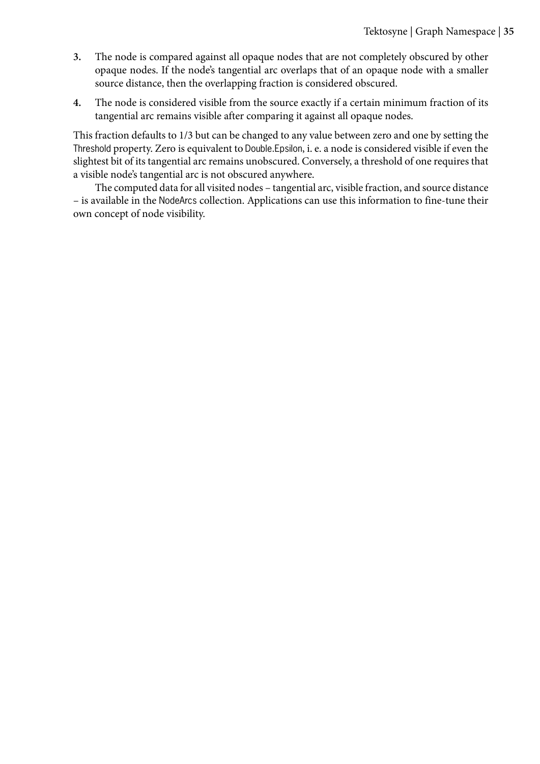3. The node is compared against all opaque nodes that are not completely obscured by other opaque nodes. If the node's tangential arc overlaps that of an opaque node with a smaller source distance, then the overlapping fraction is considered obscured.

4. The node is considered visible from the source exactly if a certain minimum fraction of its tangential arc remains visible after comparing it against all opaque nodes.

This fraction defaults to 1/3 but can be changed to any value between zero and one by setting the Threshold property. Zero is equivalent to Double.Epsilon, i. e. a node is considered visible if even the slightest bit of its tangential arc remains unobscured. Conversely, a threshold of one requires that a visible node's tangential arc is not obscured anywhere.

The computed data for all visited nodes – tangential arc, visible fraction, and source distance – is available in the NodeArcs collection. Applications can use this information to fine-tune their own concept of node visibility.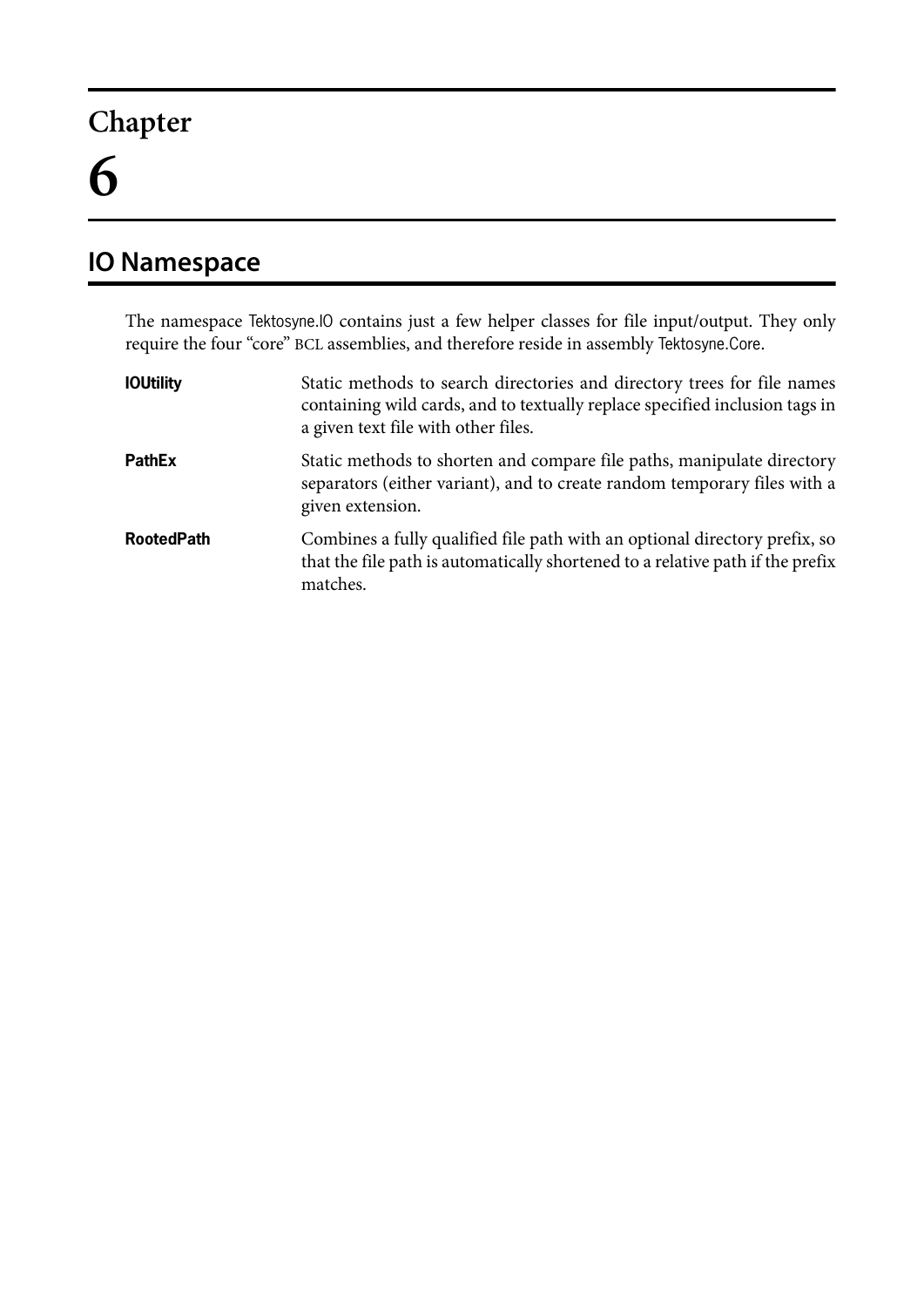# Chapter 6

## IO Namespace

The namespace Tektosyne.IO contains just a few helper classes for file input/output. They only require the four "core" BCL assemblies, and therefore reside in assembly Tektosyne.Core.

**IOUtility** Static methods to search directories and directory trees for file names containing wild cards, and to textually replace specified inclusion tags in a given text file with other files.

**PathEx** Static methods to shorten and compare file paths, manipulate directory separators (either variant), and to create random temporary files with a given extension.

**RootedPath** Combines a fully qualified file path with an optional directory prefix, so that the file path is automatically shortened to a relative path if the prefix matches.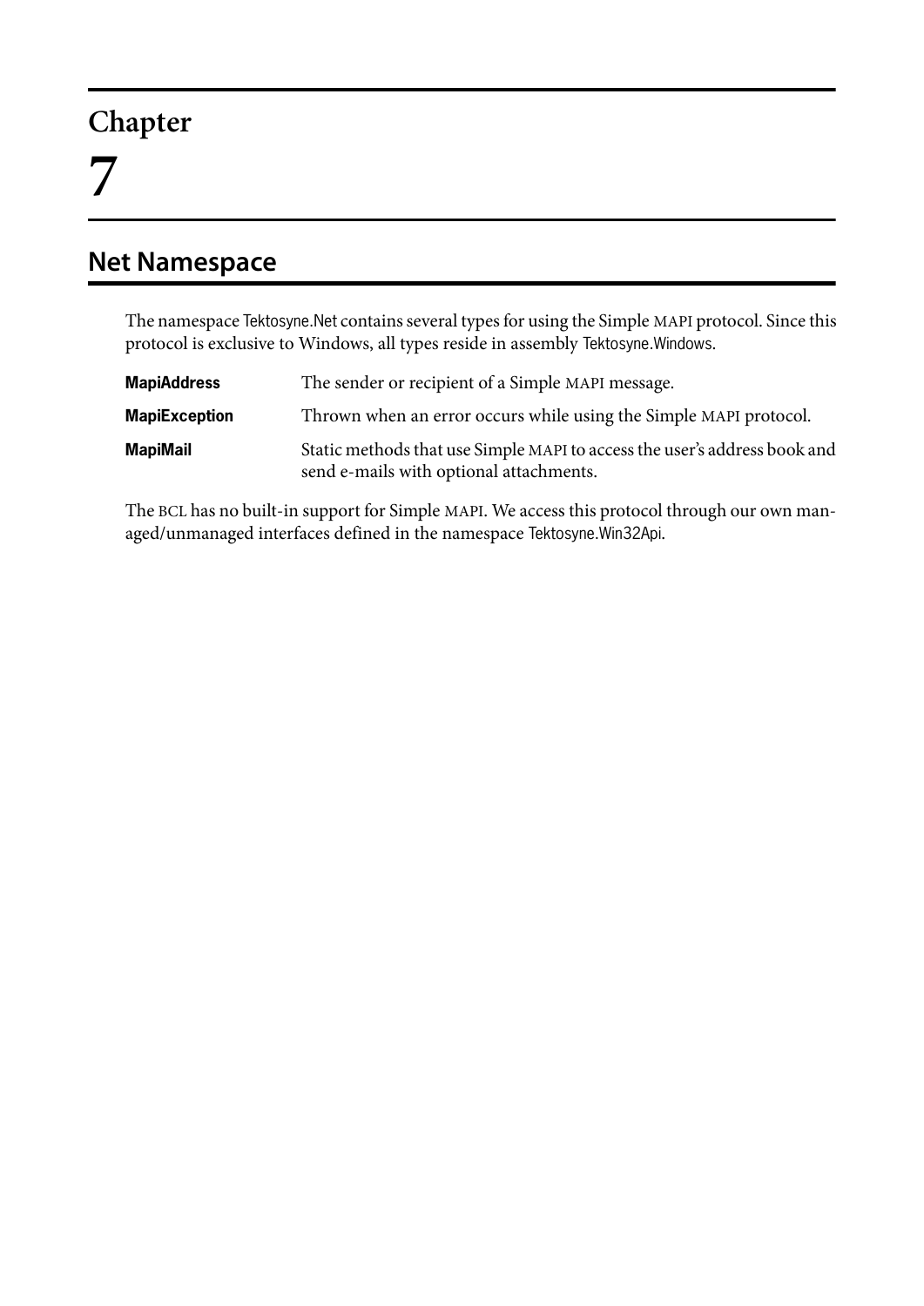# Chapter 7

## Net Namespace

The namespace Tektosyne.Net contains several types for using the Simple MAPI protocol. Since this protocol is exclusive to Windows, all types reside in assembly Tektosyne.Windows.

| | |
|---|---|
| **MapiAddress** | The sender or recipient of a Simple MAPI message. |
| **MapiException** | Thrown when an error occurs while using the Simple MAPI protocol. |
| **MapiMail** | Static methods that use Simple MAPI to access the user's address book and send e-mails with optional attachments. |

The BCL has no built-in support for Simple MAPI. We access this protocol through our own managed/unmanaged interfaces defined in the namespace Tektosyne.Win32Api.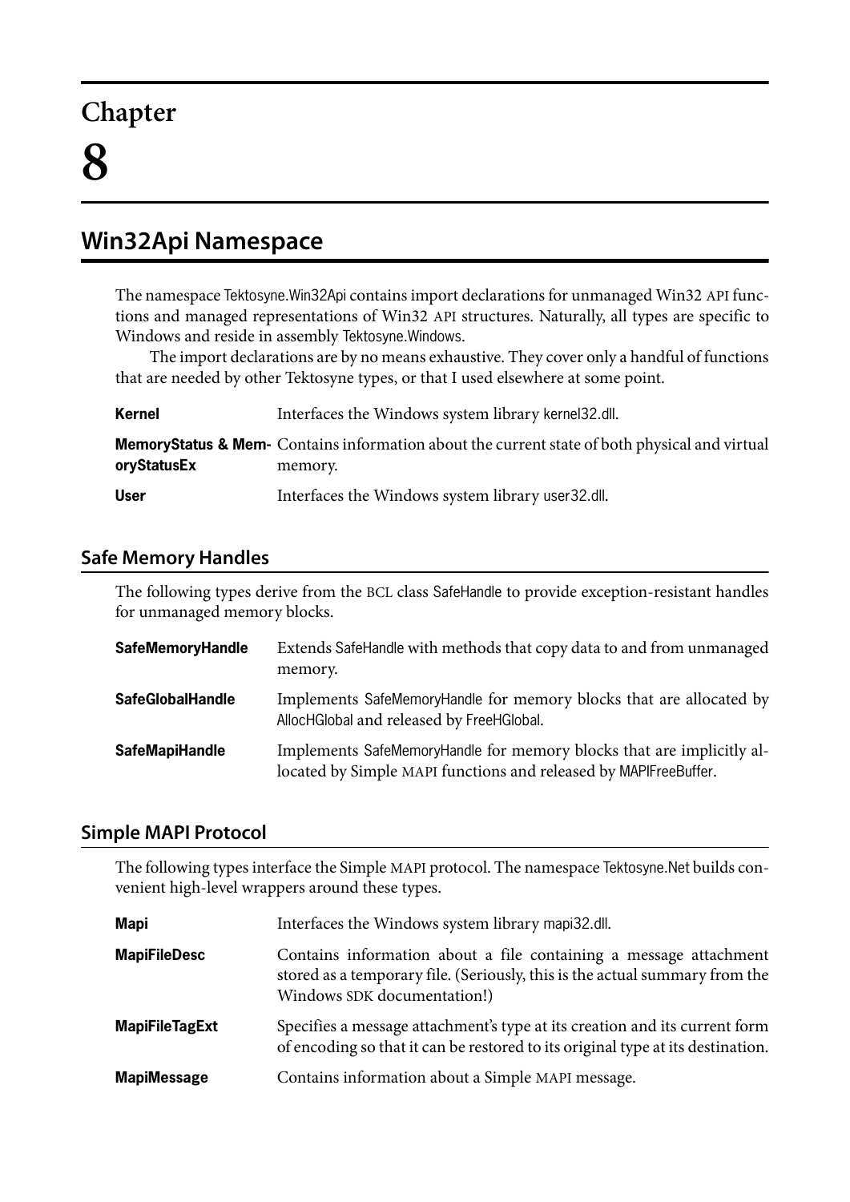# Chapter 8

## Win32Api Namespace

The namespace Tektosyne.Win32Api contains import declarations for unmanaged Win32 API functions and managed representations of Win32 API structures. Naturally, all types are specific to Windows and reside in assembly Tektosyne.Windows.

The import declarations are by no means exhaustive. They cover only a handful of functions that are needed by other Tektosyne types, or that I used elsewhere at some point.

| | |
|---|---|
| **Kernel** | Interfaces the Windows system library kernel32.dll. |
| **MemoryStatus & MemoryStatusEx** | Contains information about the current state of both physical and virtual memory. |
| **User** | Interfaces the Windows system library user32.dll. |

### Safe Memory Handles

The following types derive from the BCL class SafeHandle to provide exception-resistant handles for unmanaged memory blocks.

| | |
|---|---|
| **SafeMemoryHandle** | Extends SafeHandle with methods that copy data to and from unmanaged memory. |
| **SafeGlobalHandle** | Implements SafeMemoryHandle for memory blocks that are allocated by AllocHGlobal and released by FreeHGlobal. |
| **SafeMapiHandle** | Implements SafeMemoryHandle for memory blocks that are implicitly allocated by Simple MAPI functions and released by MAPIFreeBuffer. |

### Simple MAPI Protocol

The following types interface the Simple MAPI protocol. The namespace Tektosyne.Net builds convenient high-level wrappers around these types.

| | |
|---|---|
| **Mapi** | Interfaces the Windows system library mapi32.dll. |
| **MapiFileDesc** | Contains information about a file containing a message attachment stored as a temporary file. (Seriously, this is the actual summary from the Windows SDK documentation!) |
| **MapiFileTagExt** | Specifies a message attachment's type at its creation and its current form of encoding so that it can be restored to its original type at its destination. |
| **MapiMessage** | Contains information about a Simple MAPI message. |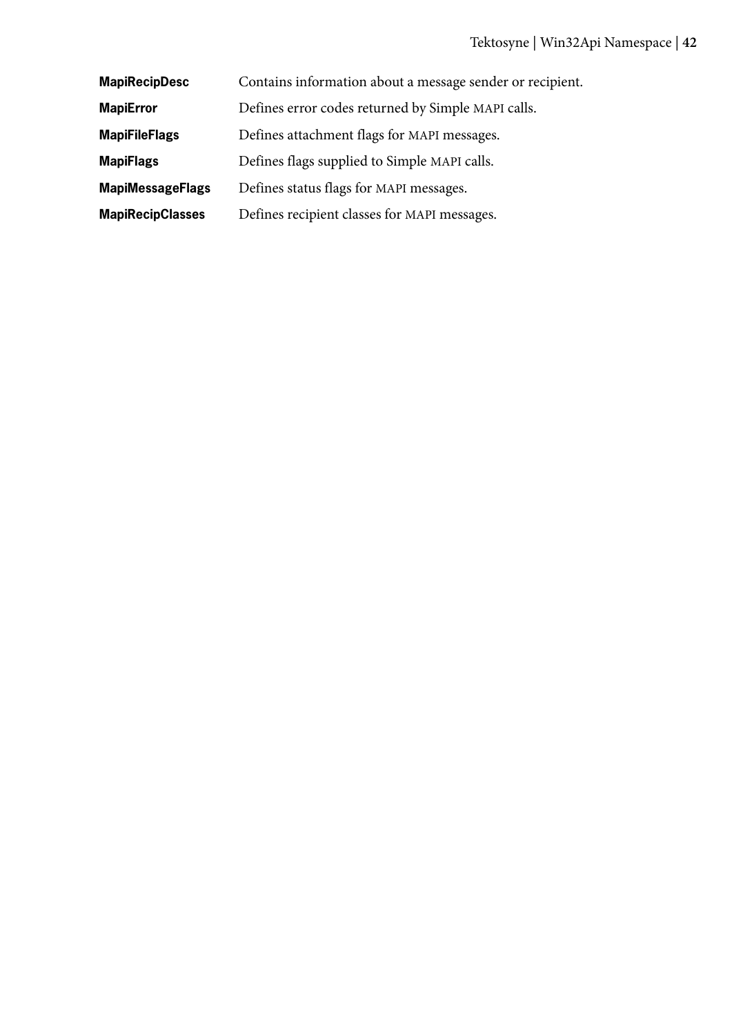| | |
|---|---|
| **MapiRecipDesc** | Contains information about a message sender or recipient. |
| **MapiError** | Defines error codes returned by Simple MAPI calls. |
| **MapiFileFlags** | Defines attachment flags for MAPI messages. |
| **MapiFlags** | Defines flags supplied to Simple MAPI calls. |
| **MapiMessageFlags** | Defines status flags for MAPI messages. |
| **MapiRecipClasses** | Defines recipient classes for MAPI messages. |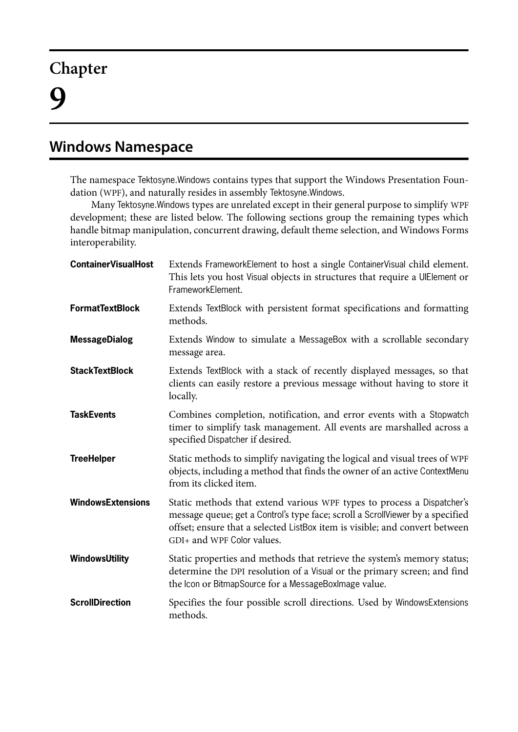# Chapter 9

## Windows Namespace

The namespace Tektosyne.Windows contains types that support the Windows Presentation Foundation (WPF), and naturally resides in assembly Tektosyne.Windows.

Many Tektosyne.Windows types are unrelated except in their general purpose to simplify WPF development; these are listed below. The following sections group the remaining types which handle bitmap manipulation, concurrent drawing, default theme selection, and Windows Forms interoperability.

| | |
|---|---|
| **ContainerVisualHost** | Extends FrameworkElement to host a single ContainerVisual child element. This lets you host Visual objects in structures that require a UIElement or FrameworkElement. |
| **FormatTextBlock** | Extends TextBlock with persistent format specifications and formatting methods. |
| **MessageDialog** | Extends Window to simulate a MessageBox with a scrollable secondary message area. |
| **StackTextBlock** | Extends TextBlock with a stack of recently displayed messages, so that clients can easily restore a previous message without having to store it locally. |
| **TaskEvents** | Combines completion, notification, and error events with a Stopwatch timer to simplify task management. All events are marshalled across a specified Dispatcher if desired. |
| **TreeHelper** | Static methods to simplify navigating the logical and visual trees of WPF objects, including a method that finds the owner of an active ContextMenu from its clicked item. |
| **WindowsExtensions** | Static methods that extend various WPF types to process a Dispatcher's message queue; get a Control's type face; scroll a ScrollViewer by a specified offset; ensure that a selected ListBox item is visible; and convert between GDI+ and WPF Color values. |
| **WindowsUtility** | Static properties and methods that retrieve the system's memory status; determine the DPI resolution of a Visual or the primary screen; and find the Icon or BitmapSource for a MessageBoxImage value. |
| **ScrollDirection** | Specifies the four possible scroll directions. Used by WindowsExtensions methods. |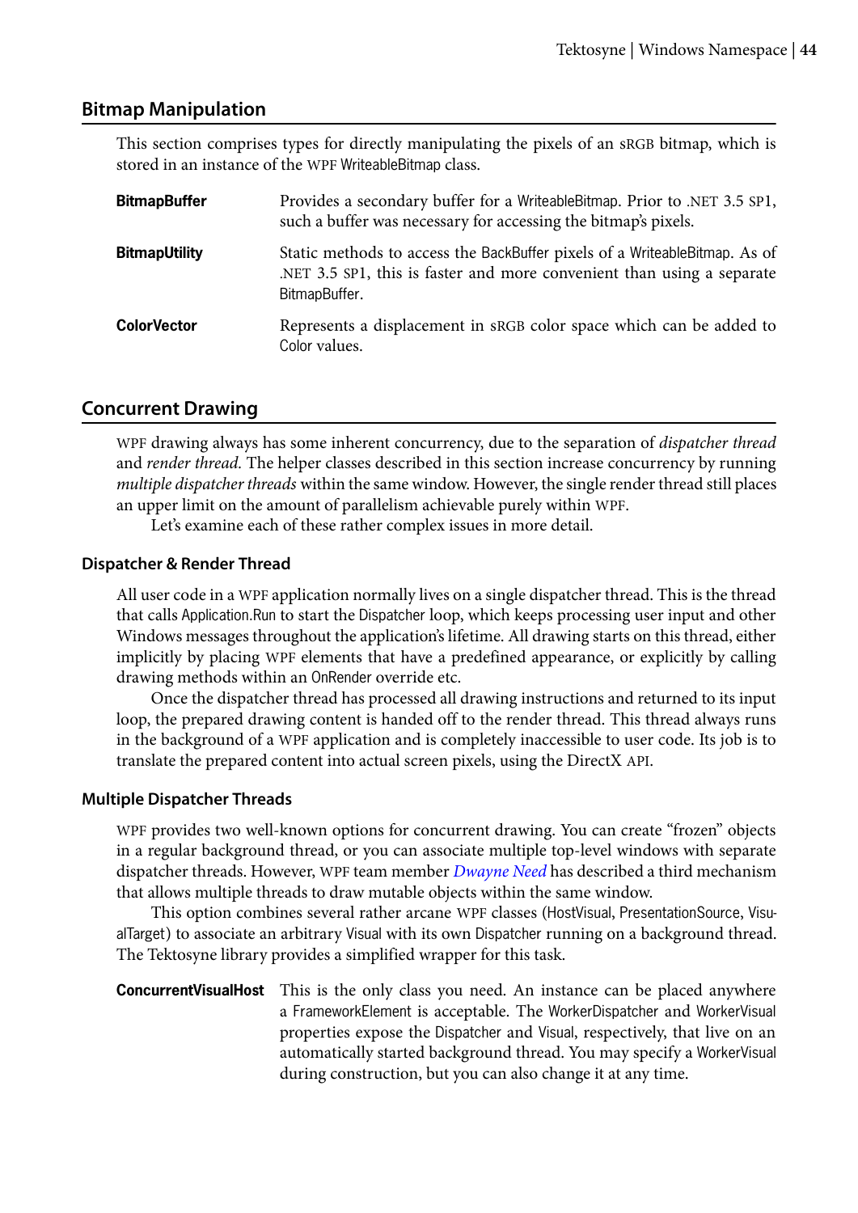## Bitmap Manipulation

This section comprises types for directly manipulating the pixels of an sRGB bitmap, which is stored in an instance of the WPF WriteableBitmap class.

**BitmapBuffer** — Provides a secondary buffer for a WriteableBitmap. Prior to .NET 3.5 SP1, such a buffer was necessary for accessing the bitmap's pixels.

**BitmapUtility** — Static methods to access the BackBuffer pixels of a WriteableBitmap. As of .NET 3.5 SP1, this is faster and more convenient than using a separate BitmapBuffer.

**ColorVector** — Represents a displacement in sRGB color space which can be added to Color values.

## Concurrent Drawing

WPF drawing always has some inherent concurrency, due to the separation of *dispatcher thread* and *render thread*. The helper classes described in this section increase concurrency by running *multiple dispatcher threads* within the same window. However, the single render thread still places an upper limit on the amount of parallelism achievable purely within WPF.

Let's examine each of these rather complex issues in more detail.

### Dispatcher & Render Thread

All user code in a WPF application normally lives on a single dispatcher thread. This is the thread that calls Application.Run to start the Dispatcher loop, which keeps processing user input and other Windows messages throughout the application's lifetime. All drawing starts on this thread, either implicitly by placing WPF elements that have a predefined appearance, or explicitly by calling drawing methods within an OnRender override etc.

Once the dispatcher thread has processed all drawing instructions and returned to its input loop, the prepared drawing content is handed off to the render thread. This thread always runs in the background of a WPF application and is completely inaccessible to user code. Its job is to translate the prepared content into actual screen pixels, using the DirectX API.

### Multiple Dispatcher Threads

WPF provides two well-known options for concurrent drawing. You can create "frozen" objects in a regular background thread, or you can associate multiple top-level windows with separate dispatcher threads. However, WPF team member *Dwayne Need* has described a third mechanism that allows multiple threads to draw mutable objects within the same window.

This option combines several rather arcane WPF classes (HostVisual, PresentationSource, VisualTarget) to associate an arbitrary Visual with its own Dispatcher running on a background thread. The Tektosyne library provides a simplified wrapper for this task.

**ConcurrentVisualHost** — This is the only class you need. An instance can be placed anywhere a FrameworkElement is acceptable. The WorkerDispatcher and WorkerVisual properties expose the Dispatcher and Visual, respectively, that live on an automatically started background thread. You may specify a WorkerVisual during construction, but you can also change it at any time.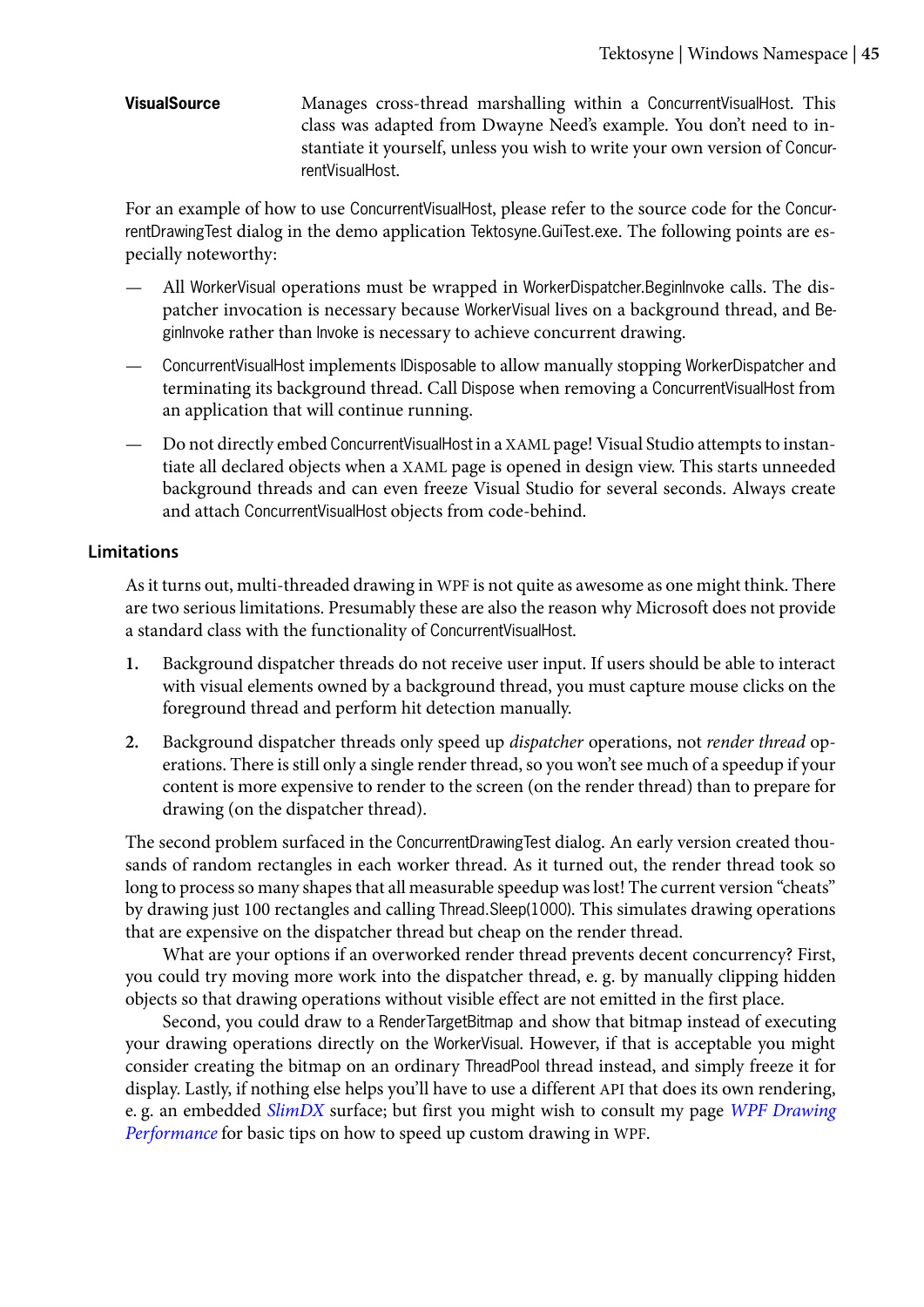**VisualSource** Manages cross-thread marshalling within a ConcurrentVisualHost. This class was adapted from Dwayne Need's example. You don't need to instantiate it yourself, unless you wish to write your own version of ConcurrentVisualHost.

For an example of how to use ConcurrentVisualHost, please refer to the source code for the ConcurrentDrawingTest dialog in the demo application Tektosyne.GuiTest.exe. The following points are especially noteworthy:

- All WorkerVisual operations must be wrapped in WorkerDispatcher.BeginInvoke calls. The dispatcher invocation is necessary because WorkerVisual lives on a background thread, and BeginInvoke rather than Invoke is necessary to achieve concurrent drawing.
- ConcurrentVisualHost implements IDisposable to allow manually stopping WorkerDispatcher and terminating its background thread. Call Dispose when removing a ConcurrentVisualHost from an application that will continue running.
- Do not directly embed ConcurrentVisualHost in a XAML page! Visual Studio attempts to instantiate all declared objects when a XAML page is opened in design view. This starts unneeded background threads and can even freeze Visual Studio for several seconds. Always create and attach ConcurrentVisualHost objects from code-behind.

### Limitations

As it turns out, multi-threaded drawing in WPF is not quite as awesome as one might think. There are two serious limitations. Presumably these are also the reason why Microsoft does not provide a standard class with the functionality of ConcurrentVisualHost.

1. Background dispatcher threads do not receive user input. If users should be able to interact with visual elements owned by a background thread, you must capture mouse clicks on the foreground thread and perform hit detection manually.
2. Background dispatcher threads only speed up *dispatcher* operations, not *render thread* operations. There is still only a single render thread, so you won't see much of a speedup if your content is more expensive to render to the screen (on the render thread) than to prepare for drawing (on the dispatcher thread).

The second problem surfaced in the ConcurrentDrawingTest dialog. An early version created thousands of random rectangles in each worker thread. As it turned out, the render thread took so long to process so many shapes that all measurable speedup was lost! The current version "cheats" by drawing just 100 rectangles and calling Thread.Sleep(1000). This simulates drawing operations that are expensive on the dispatcher thread but cheap on the render thread.

What are your options if an overworked render thread prevents decent concurrency? First, you could try moving more work into the dispatcher thread, e. g. by manually clipping hidden objects so that drawing operations without visible effect are not emitted in the first place.

Second, you could draw to a RenderTargetBitmap and show that bitmap instead of executing your drawing operations directly on the WorkerVisual. However, if that is acceptable you might consider creating the bitmap on an ordinary ThreadPool thread instead, and simply freeze it for display. Lastly, if nothing else helps you'll have to use a different API that does its own rendering, e. g. an embedded *SlimDX* surface; but first you might wish to consult my page *WPF Drawing Performance* for basic tips on how to speed up custom drawing in WPF.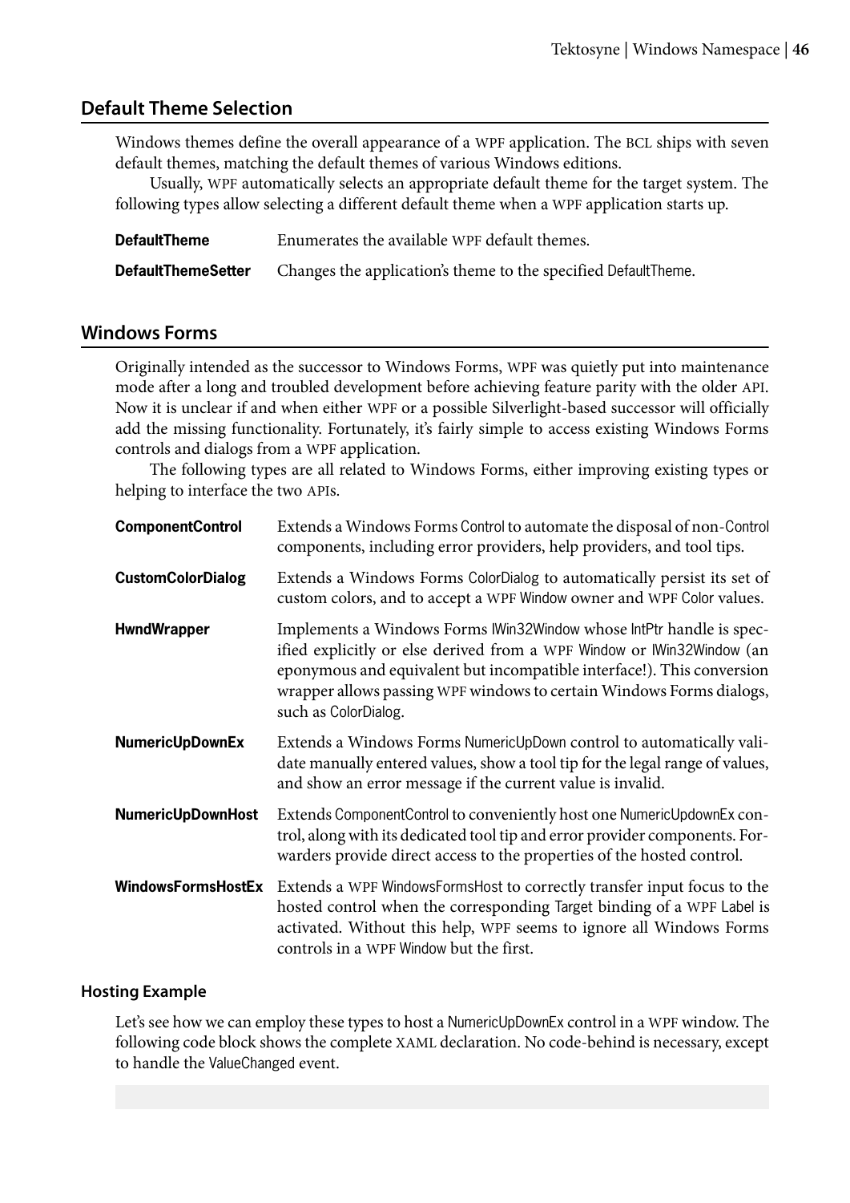## Default Theme Selection

Windows themes define the overall appearance of a WPF application. The BCL ships with seven default themes, matching the default themes of various Windows editions.

Usually, WPF automatically selects an appropriate default theme for the target system. The following types allow selecting a different default theme when a WPF application starts up.

| | |
|---|---|
| **DefaultTheme** | Enumerates the available WPF default themes. |
| **DefaultThemeSetter** | Changes the application's theme to the specified DefaultTheme. |

## Windows Forms

Originally intended as the successor to Windows Forms, WPF was quietly put into maintenance mode after a long and troubled development before achieving feature parity with the older API. Now it is unclear if and when either WPF or a possible Silverlight-based successor will officially add the missing functionality. Fortunately, it's fairly simple to access existing Windows Forms controls and dialogs from a WPF application.

The following types are all related to Windows Forms, either improving existing types or helping to interface the two APIs.

| | |
|---|---|
| **ComponentControl** | Extends a Windows Forms Control to automate the disposal of non-Control components, including error providers, help providers, and tool tips. |
| **CustomColorDialog** | Extends a Windows Forms ColorDialog to automatically persist its set of custom colors, and to accept a WPF Window owner and WPF Color values. |
| **HwndWrapper** | Implements a Windows Forms IWin32Window whose IntPtr handle is specified explicitly or else derived from a WPF Window or IWin32Window (an eponymous and equivalent but incompatible interface!). This conversion wrapper allows passing WPF windows to certain Windows Forms dialogs, such as ColorDialog. |
| **NumericUpDownEx** | Extends a Windows Forms NumericUpDown control to automatically validate manually entered values, show a tool tip for the legal range of values, and show an error message if the current value is invalid. |
| **NumericUpDownHost** | Extends ComponentControl to conveniently host one NumericUpdownEx control, along with its dedicated tool tip and error provider components. Forwarders provide direct access to the properties of the hosted control. |
| **WindowsFormsHostEx** | Extends a WPF WindowsFormsHost to correctly transfer input focus to the hosted control when the corresponding Target binding of a WPF Label is activated. Without this help, WPF seems to ignore all Windows Forms controls in a WPF Window but the first. |

### Hosting Example

Let's see how we can employ these types to host a NumericUpDownEx control in a WPF window. The following code block shows the complete XAML declaration. No code-behind is necessary, except to handle the ValueChanged event.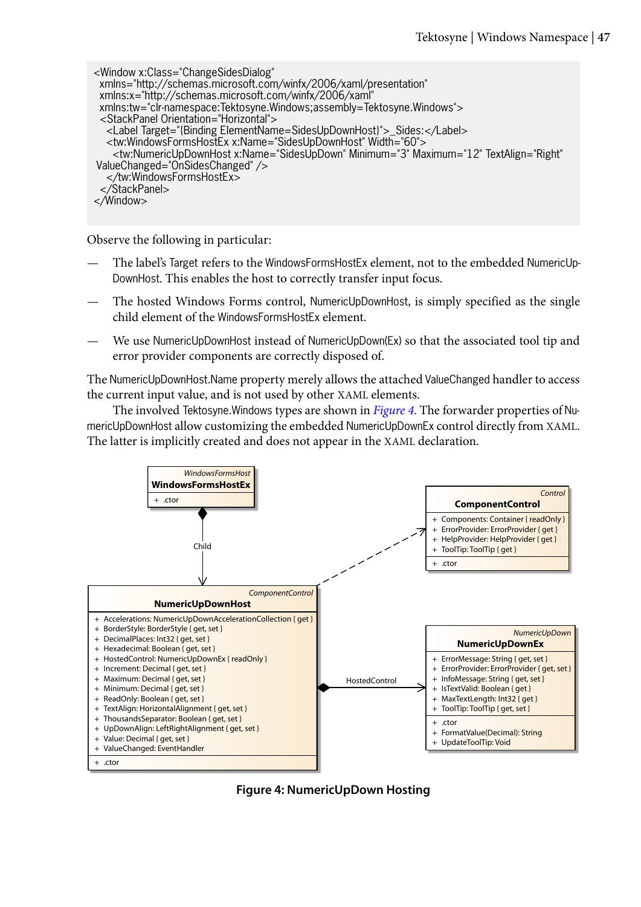```
<Window x:Class="ChangeSidesDialog"
 xmlns="http://schemas.microsoft.com/winfx/2006/xaml/presentation"
 xmlns:x="http://schemas.microsoft.com/winfx/2006/xaml"
 xmlns:tw="clr-namespace:Tektosyne.Windows;assembly=Tektosyne.Windows">
 <StackPanel Orientation="Horizontal">
  <Label Target="{Binding ElementName=SidesUpDownHost}">_Sides:</Label>
  <tw:WindowsFormsHostEx x:Name="SidesUpDownHost" Width="60">
   <tw:NumericUpDownHost x:Name="SidesUpDown" Minimum="3" Maximum="12" TextAlign="Right"
ValueChanged="OnSidesChanged" />
  </tw:WindowsFormsHostEx>
 </StackPanel>
</Window>
```

Observe the following in particular:

— The label's Target refers to the WindowsFormsHostEx element, not to the embedded NumericUpDownHost. This enables the host to correctly transfer input focus.

— The hosted Windows Forms control, NumericUpDownHost, is simply specified as the single child element of the WindowsFormsHostEx element.

— We use NumericUpDownHost instead of NumericUpDown(Ex) so that the associated tool tip and error provider components are correctly disposed of.

The NumericUpDownHost.Name property merely allows the attached ValueChanged handler to access the current input value, and is not used by other XAML elements.

The involved Tektosyne.Windows types are shown in *Figure 4*. The forwarder properties of NumericUpDownHost allow customizing the embedded NumericUpDownEx control directly from XAML. The latter is implicitly created and does not appear in the XAML declaration.

```
WindowsFormsHostEx (base: WindowsFormsHost)
  + .ctor
  ◆── Child ──> NumericUpDownHost

ComponentControl (base: Control)
  + Components: Container { readOnly }
  + ErrorProvider: ErrorProvider { get }
  + HelpProvider: HelpProvider { get }
  + ToolTip: ToolTip { get }
  + .ctor

NumericUpDownHost (base: ComponentControl)  - - -> ComponentControl
  + Accelerations: NumericUpDownAccelerationCollection { get }
  + BorderStyle: BorderStyle { get, set }
  + DecimalPlaces: Int32 { get, set }
  + Hexadecimal: Boolean { get, set }
  + HostedControl: NumericUpDownEx { readOnly }
  + Increment: Decimal { get, set }
  + Maximum: Decimal { get, set }
  + Minimum: Decimal { get, set }
  + ReadOnly: Boolean { get, set }
  + TextAlign: HorizontalAlignment { get, set }
  + ThousandsSeparator: Boolean { get, set }
  + UpDownAlign: LeftRightAlignment { get, set }
  + Value: Decimal { get, set }
  + ValueChanged: EventHandler
  + .ctor
  ◆── HostedControl ──> NumericUpDownEx

NumericUpDownEx (base: NumericUpDown)
  + ErrorMessage: String { get, set }
  + ErrorProvider: ErrorProvider { get, set }
  + InfoMessage: String { get, set }
  + IsTextValid: Boolean { get }
  + MaxTextLength: Int32 { get }
  + ToolTip: ToolTip { get, set }
  + .ctor
  + FormatValue(Decimal): String
  + UpdateToolTip: Void
```

**Figure 4: NumericUpDown Hosting**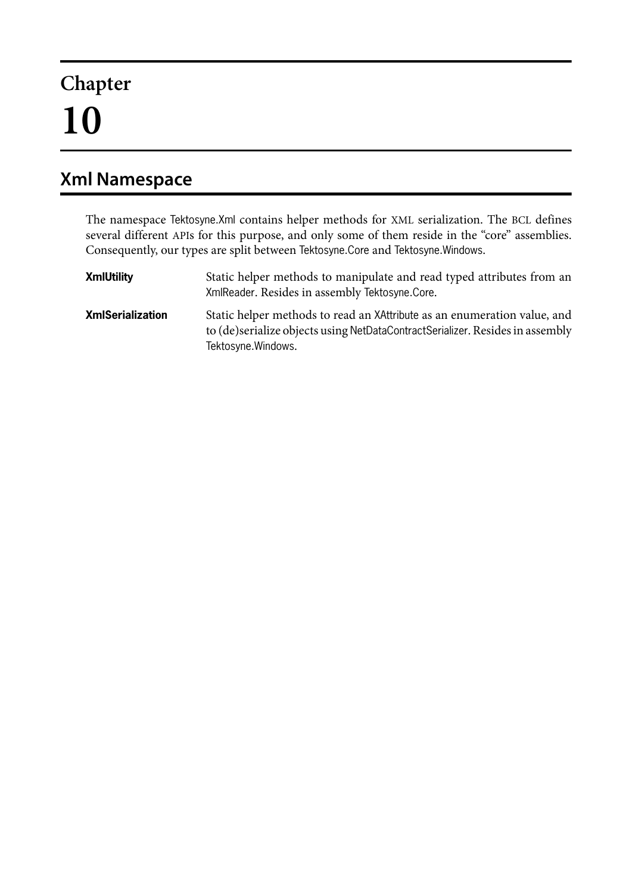# Chapter 10

## Xml Namespace

The namespace Tektosyne.Xml contains helper methods for XML serialization. The BCL defines several different APIs for this purpose, and only some of them reside in the "core" assemblies. Consequently, our types are split between Tektosyne.Core and Tektosyne.Windows.

**XmlUtility**
Static helper methods to manipulate and read typed attributes from an XmlReader. Resides in assembly Tektosyne.Core.

**XmlSerialization**
Static helper methods to read an XAttribute as an enumeration value, and to (de)serialize objects using NetDataContractSerializer. Resides in assembly Tektosyne.Windows.